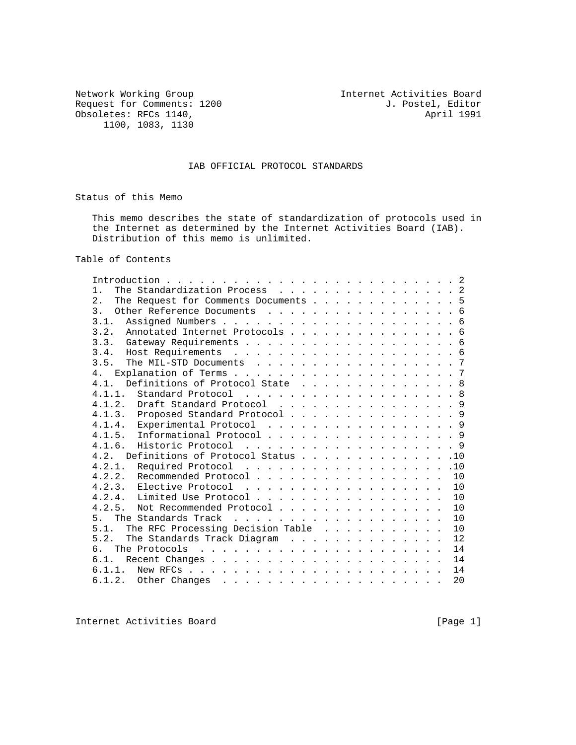Network Working Group Internet Activities Board
Request for Comments: 1200 J. Postel, Editor
Obsoletes: RFCs 1140, 1100, 1083, 1130 April 1991

# IAB OFFICIAL PROTOCOL STANDARDS

## Status of this Memo

This memo describes the state of standardization of protocols used in the Internet as determined by the Internet Activities Board (IAB). Distribution of this memo is unlimited.

## Table of Contents

```
Introduction . . . . . . . . . . . . . . . . . . . . . . . . . . 2
1.  The Standardization Process  . . . . . . . . . . . . . . . . 2
2.  The Request for Comments Documents . . . . . . . . . . . . . 5
3.  Other Reference Documents  . . . . . . . . . . . . . . . . . 6
3.1.  Assigned Numbers . . . . . . . . . . . . . . . . . . . . . 6
3.2.  Annotated Internet Protocols . . . . . . . . . . . . . . . 6
3.3.  Gateway Requirements . . . . . . . . . . . . . . . . . . . 6
3.4.  Host Requirements  . . . . . . . . . . . . . . . . . . . . 6
3.5.  The MIL-STD Documents  . . . . . . . . . . . . . . . . . . 7
4.  Explanation of Terms . . . . . . . . . . . . . . . . . . . . 7
4.1.  Definitions of Protocol State  . . . . . . . . . . . . . . 8
4.1.1.  Standard Protocol  . . . . . . . . . . . . . . . . . . . 8
4.1.2.  Draft Standard Protocol  . . . . . . . . . . . . . . . . 9
4.1.3.  Proposed Standard Protocol . . . . . . . . . . . . . . . 9
4.1.4.  Experimental Protocol  . . . . . . . . . . . . . . . . . 9
4.1.5.  Informational Protocol . . . . . . . . . . . . . . . . . 9
4.1.6.  Historic Protocol  . . . . . . . . . . . . . . . . . . . 9
4.2.  Definitions of Protocol Status . . . . . . . . . . . . . .10
4.2.1.  Required Protocol  . . . . . . . . . . . . . . . . . . .10
4.2.2.  Recommended Protocol . . . . . . . . . . . . . . . . .  10
4.2.3.  Elective Protocol  . . . . . . . . . . . . . . . . . .  10
4.2.4.  Limited Use Protocol . . . . . . . . . . . . . . . . .  10
4.2.5.  Not Recommended Protocol . . . . . . . . . . . . . . .  10
5.  The Standards Track  . . . . . . . . . . . . . . . . . . .  10
5.1.  The RFC Processing Decision Table  . . . . . . . . . . .  10
5.2.  The Standards Track Diagram  . . . . . . . . . . . . . .  12
6.  The Protocols  . . . . . . . . . . . . . . . . . . . . . .  14
6.1.  Recent Changes . . . . . . . . . . . . . . . . . . . . .  14
6.1.1.  New RFCs . . . . . . . . . . . . . . . . . . . . . . .  14
6.1.2.  Other Changes  . . . . . . . . . . . . . . . . . . . .  20
```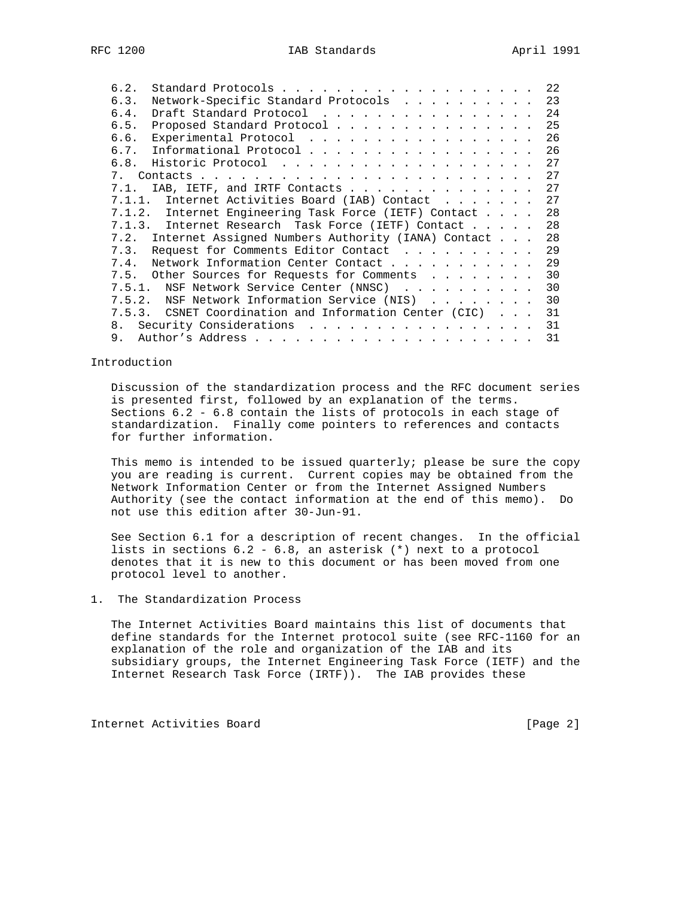6.2. Standard Protocols . . . . . . . . . . . . . . . . . . . . 22
6.3. Network-Specific Standard Protocols . . . . . . . . . . . 23
6.4. Draft Standard Protocol . . . . . . . . . . . . . . . . . 24
6.5. Proposed Standard Protocol . . . . . . . . . . . . . . . . 25
6.6. Experimental Protocol . . . . . . . . . . . . . . . . . . 26
6.7. Informational Protocol . . . . . . . . . . . . . . . . . . 26
6.8. Historic Protocol . . . . . . . . . . . . . . . . . . . . 27
7. Contacts . . . . . . . . . . . . . . . . . . . . . . . . . . 27
7.1. IAB, IETF, and IRTF Contacts . . . . . . . . . . . . . . 27
7.1.1. Internet Activities Board (IAB) Contact . . . . . . . 27
7.1.2. Internet Engineering Task Force (IETF) Contact . . . . 28
7.1.3. Internet Research Task Force (IETF) Contact . . . . . 28
7.2. Internet Assigned Numbers Authority (IANA) Contact . . . 28
7.3. Request for Comments Editor Contact . . . . . . . . . . 29
7.4. Network Information Center Contact . . . . . . . . . . . 29
7.5. Other Sources for Requests for Comments . . . . . . . . 30
7.5.1. NSF Network Service Center (NNSC) . . . . . . . . . . 30
7.5.2. NSF Network Information Service (NIS) . . . . . . . . 30
7.5.3. CSNET Coordination and Information Center (CIC) . . . 31
8. Security Considerations . . . . . . . . . . . . . . . . . . 31
9. Author's Address . . . . . . . . . . . . . . . . . . . . . . 31

## Introduction

Discussion of the standardization process and the RFC document series is presented first, followed by an explanation of the terms. Sections 6.2 - 6.8 contain the lists of protocols in each stage of standardization. Finally come pointers to references and contacts for further information.

This memo is intended to be issued quarterly; please be sure the copy you are reading is current. Current copies may be obtained from the Network Information Center or from the Internet Assigned Numbers Authority (see the contact information at the end of this memo). Do not use this edition after 30-Jun-91.

See Section 6.1 for a description of recent changes. In the official lists in sections 6.2 - 6.8, an asterisk (*) next to a protocol denotes that it is new to this document or has been moved from one protocol level to another.

## 1. The Standardization Process

The Internet Activities Board maintains this list of documents that define standards for the Internet protocol suite (see RFC-1160 for an explanation of the role and organization of the IAB and its subsidiary groups, the Internet Engineering Task Force (IETF) and the Internet Research Task Force (IRTF)). The IAB provides these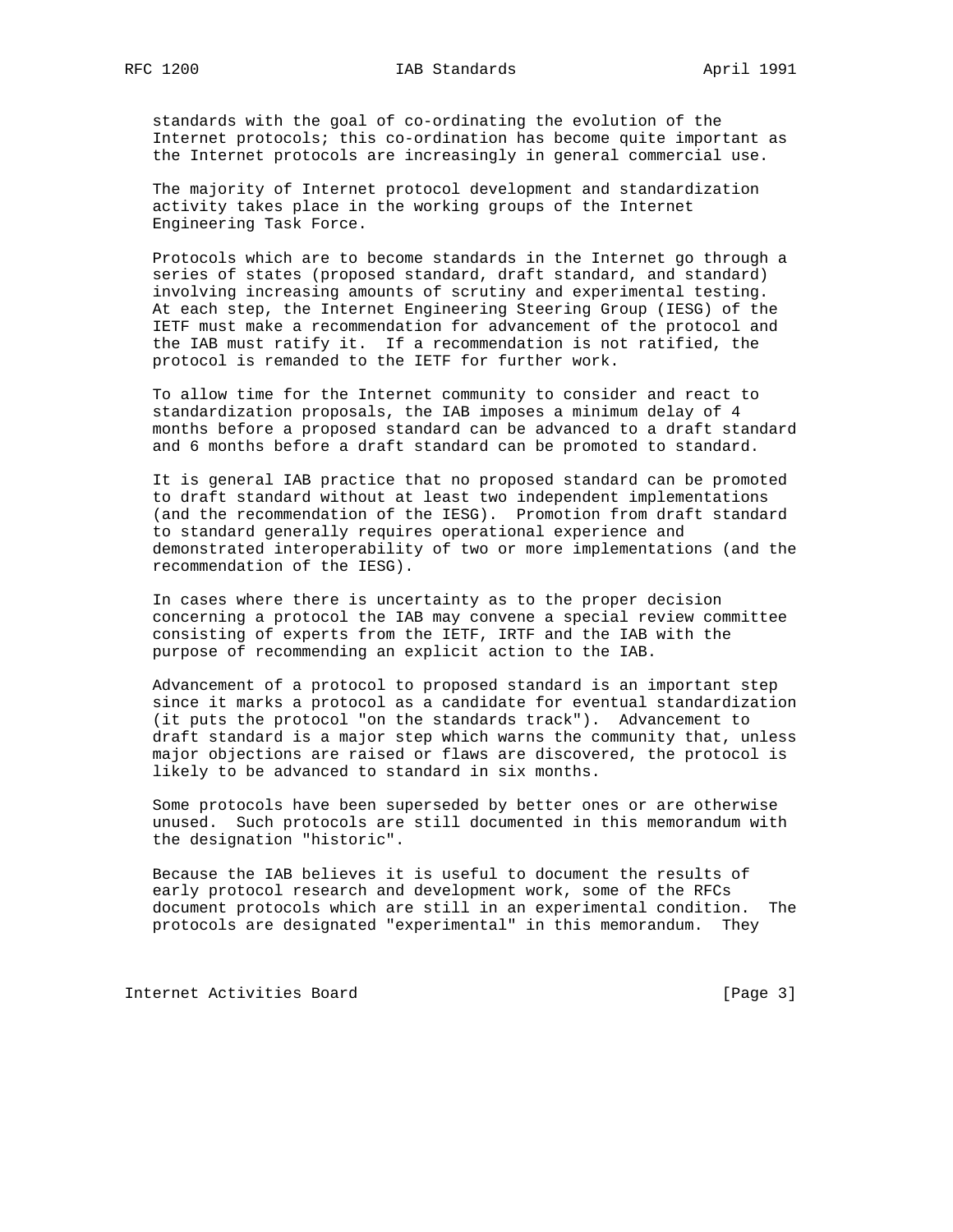standards with the goal of co-ordinating the evolution of the Internet protocols; this co-ordination has become quite important as the Internet protocols are increasingly in general commercial use.

The majority of Internet protocol development and standardization activity takes place in the working groups of the Internet Engineering Task Force.

Protocols which are to become standards in the Internet go through a series of states (proposed standard, draft standard, and standard) involving increasing amounts of scrutiny and experimental testing. At each step, the Internet Engineering Steering Group (IESG) of the IETF must make a recommendation for advancement of the protocol and the IAB must ratify it. If a recommendation is not ratified, the protocol is remanded to the IETF for further work.

To allow time for the Internet community to consider and react to standardization proposals, the IAB imposes a minimum delay of 4 months before a proposed standard can be advanced to a draft standard and 6 months before a draft standard can be promoted to standard.

It is general IAB practice that no proposed standard can be promoted to draft standard without at least two independent implementations (and the recommendation of the IESG). Promotion from draft standard to standard generally requires operational experience and demonstrated interoperability of two or more implementations (and the recommendation of the IESG).

In cases where there is uncertainty as to the proper decision concerning a protocol the IAB may convene a special review committee consisting of experts from the IETF, IRTF and the IAB with the purpose of recommending an explicit action to the IAB.

Advancement of a protocol to proposed standard is an important step since it marks a protocol as a candidate for eventual standardization (it puts the protocol "on the standards track"). Advancement to draft standard is a major step which warns the community that, unless major objections are raised or flaws are discovered, the protocol is likely to be advanced to standard in six months.

Some protocols have been superseded by better ones or are otherwise unused. Such protocols are still documented in this memorandum with the designation "historic".

Because the IAB believes it is useful to document the results of early protocol research and development work, some of the RFCs document protocols which are still in an experimental condition. The protocols are designated "experimental" in this memorandum. They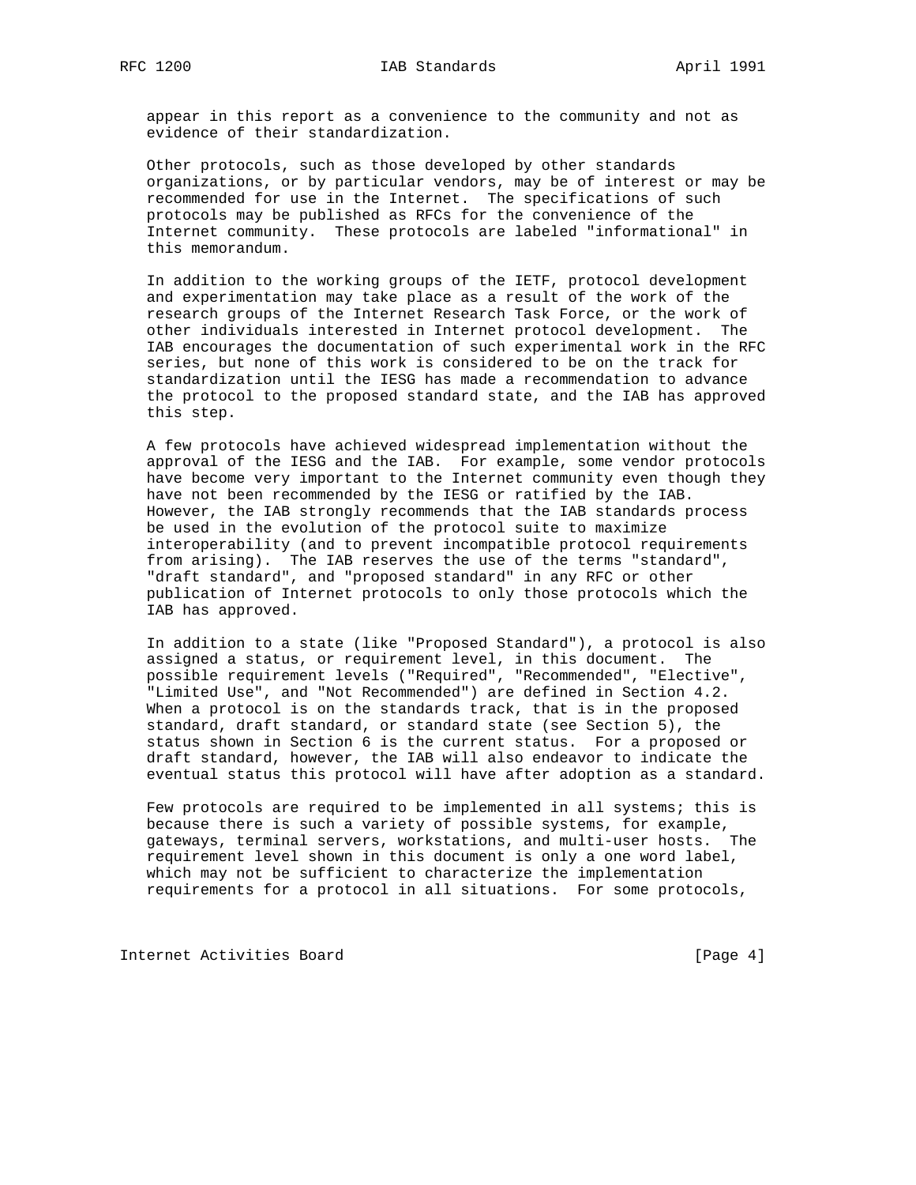appear in this report as a convenience to the community and not as evidence of their standardization.

Other protocols, such as those developed by other standards organizations, or by particular vendors, may be of interest or may be recommended for use in the Internet. The specifications of such protocols may be published as RFCs for the convenience of the Internet community. These protocols are labeled "informational" in this memorandum.

In addition to the working groups of the IETF, protocol development and experimentation may take place as a result of the work of the research groups of the Internet Research Task Force, or the work of other individuals interested in Internet protocol development. The IAB encourages the documentation of such experimental work in the RFC series, but none of this work is considered to be on the track for standardization until the IESG has made a recommendation to advance the protocol to the proposed standard state, and the IAB has approved this step.

A few protocols have achieved widespread implementation without the approval of the IESG and the IAB. For example, some vendor protocols have become very important to the Internet community even though they have not been recommended by the IESG or ratified by the IAB. However, the IAB strongly recommends that the IAB standards process be used in the evolution of the protocol suite to maximize interoperability (and to prevent incompatible protocol requirements from arising). The IAB reserves the use of the terms "standard", "draft standard", and "proposed standard" in any RFC or other publication of Internet protocols to only those protocols which the IAB has approved.

In addition to a state (like "Proposed Standard"), a protocol is also assigned a status, or requirement level, in this document. The possible requirement levels ("Required", "Recommended", "Elective", "Limited Use", and "Not Recommended") are defined in Section 4.2. When a protocol is on the standards track, that is in the proposed standard, draft standard, or standard state (see Section 5), the status shown in Section 6 is the current status. For a proposed or draft standard, however, the IAB will also endeavor to indicate the eventual status this protocol will have after adoption as a standard.

Few protocols are required to be implemented in all systems; this is because there is such a variety of possible systems, for example, gateways, terminal servers, workstations, and multi-user hosts. The requirement level shown in this document is only a one word label, which may not be sufficient to characterize the implementation requirements for a protocol in all situations. For some protocols,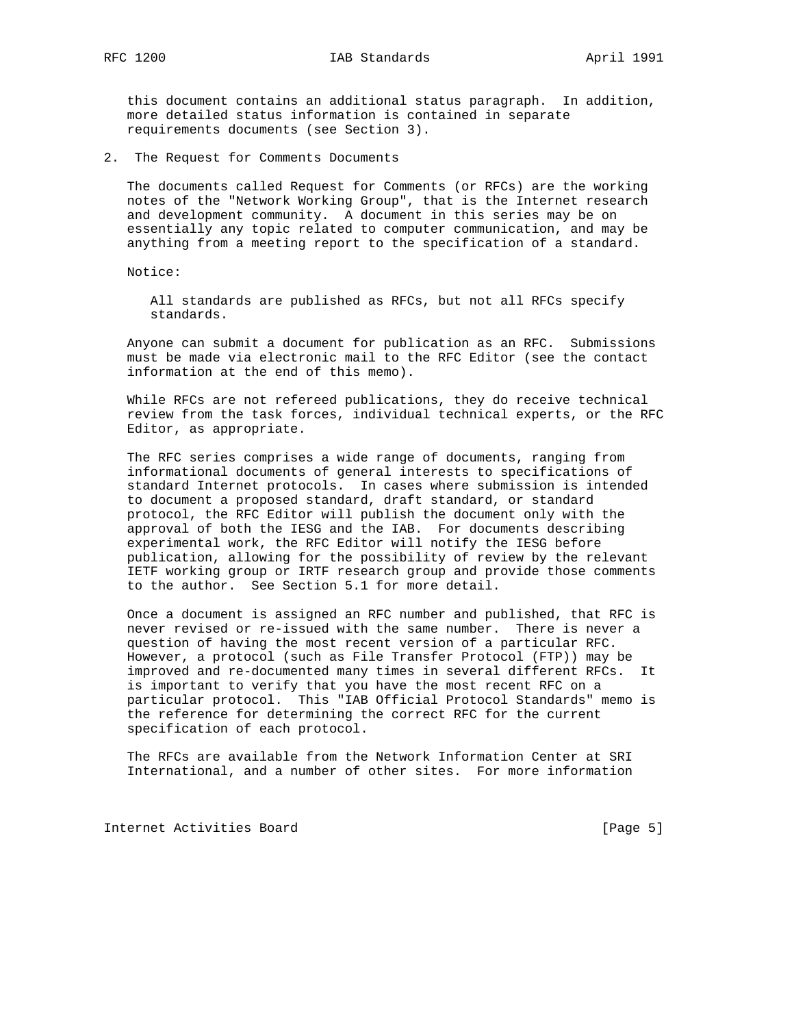this document contains an additional status paragraph. In addition, more detailed status information is contained in separate requirements documents (see Section 3).

## 2. The Request for Comments Documents

The documents called Request for Comments (or RFCs) are the working notes of the "Network Working Group", that is the Internet research and development community. A document in this series may be on essentially any topic related to computer communication, and may be anything from a meeting report to the specification of a standard.

Notice:

> All standards are published as RFCs, but not all RFCs specify standards.

Anyone can submit a document for publication as an RFC. Submissions must be made via electronic mail to the RFC Editor (see the contact information at the end of this memo).

While RFCs are not refereed publications, they do receive technical review from the task forces, individual technical experts, or the RFC Editor, as appropriate.

The RFC series comprises a wide range of documents, ranging from informational documents of general interests to specifications of standard Internet protocols. In cases where submission is intended to document a proposed standard, draft standard, or standard protocol, the RFC Editor will publish the document only with the approval of both the IESG and the IAB. For documents describing experimental work, the RFC Editor will notify the IESG before publication, allowing for the possibility of review by the relevant IETF working group or IRTF research group and provide those comments to the author. See Section 5.1 for more detail.

Once a document is assigned an RFC number and published, that RFC is never revised or re-issued with the same number. There is never a question of having the most recent version of a particular RFC. However, a protocol (such as File Transfer Protocol (FTP)) may be improved and re-documented many times in several different RFCs. It is important to verify that you have the most recent RFC on a particular protocol. This "IAB Official Protocol Standards" memo is the reference for determining the correct RFC for the current specification of each protocol.

The RFCs are available from the Network Information Center at SRI International, and a number of other sites. For more information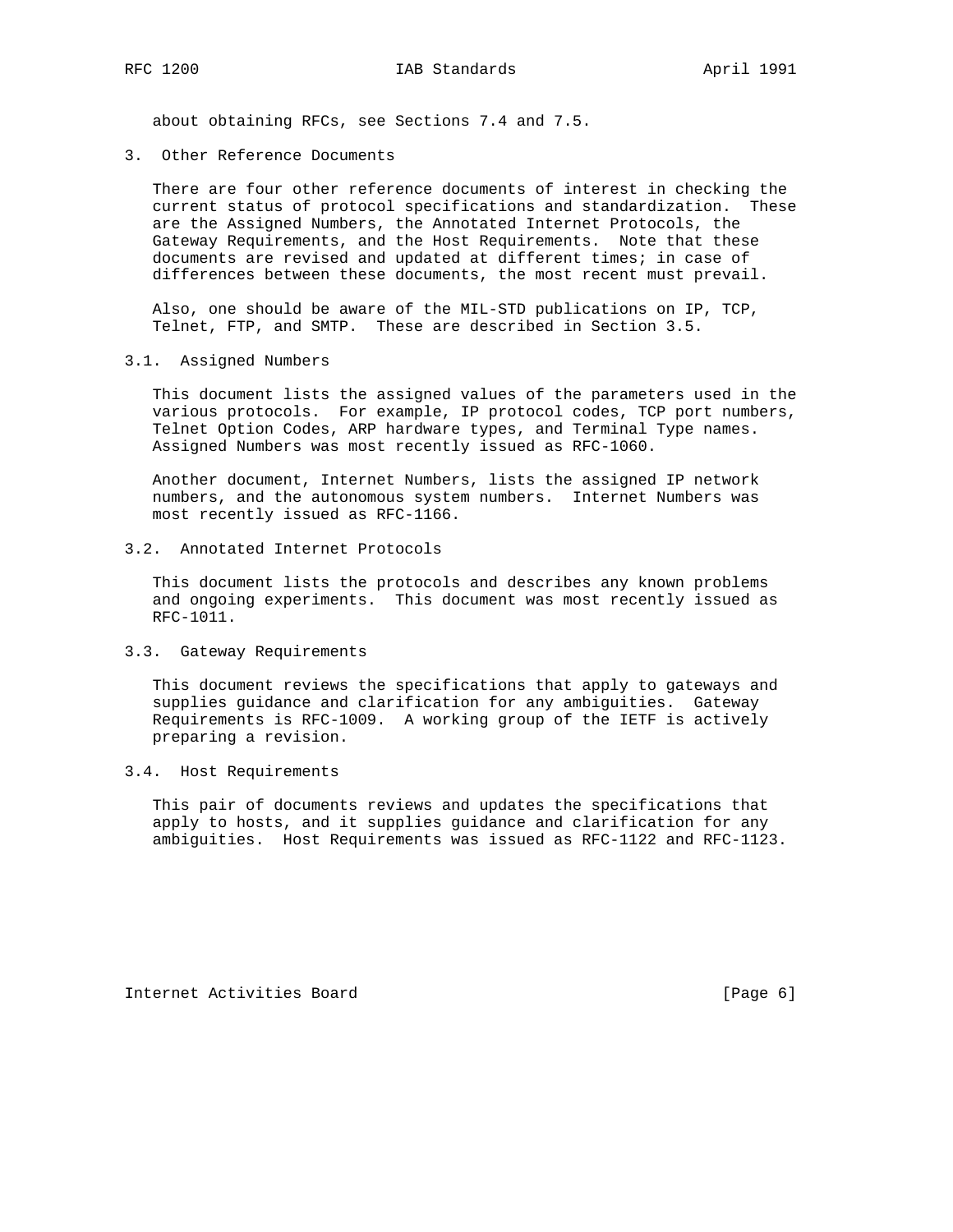about obtaining RFCs, see Sections 7.4 and 7.5.

## 3. Other Reference Documents

There are four other reference documents of interest in checking the current status of protocol specifications and standardization. These are the Assigned Numbers, the Annotated Internet Protocols, the Gateway Requirements, and the Host Requirements. Note that these documents are revised and updated at different times; in case of differences between these documents, the most recent must prevail.

Also, one should be aware of the MIL-STD publications on IP, TCP, Telnet, FTP, and SMTP. These are described in Section 3.5.

### 3.1. Assigned Numbers

This document lists the assigned values of the parameters used in the various protocols. For example, IP protocol codes, TCP port numbers, Telnet Option Codes, ARP hardware types, and Terminal Type names. Assigned Numbers was most recently issued as RFC-1060.

Another document, Internet Numbers, lists the assigned IP network numbers, and the autonomous system numbers. Internet Numbers was most recently issued as RFC-1166.

### 3.2. Annotated Internet Protocols

This document lists the protocols and describes any known problems and ongoing experiments. This document was most recently issued as RFC-1011.

### 3.3. Gateway Requirements

This document reviews the specifications that apply to gateways and supplies guidance and clarification for any ambiguities. Gateway Requirements is RFC-1009. A working group of the IETF is actively preparing a revision.

### 3.4. Host Requirements

This pair of documents reviews and updates the specifications that apply to hosts, and it supplies guidance and clarification for any ambiguities. Host Requirements was issued as RFC-1122 and RFC-1123.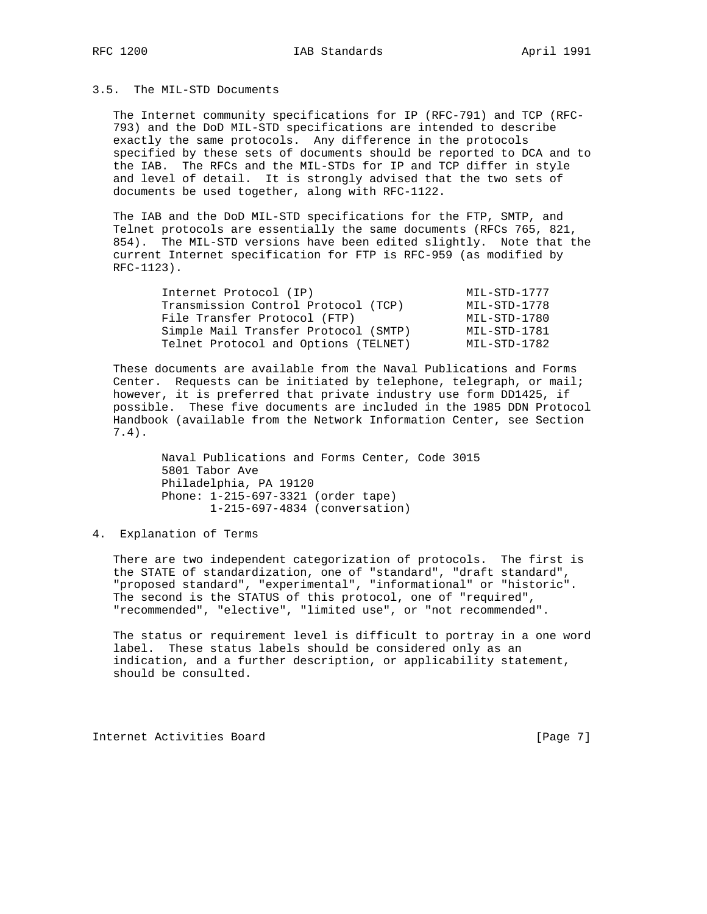### 3.5. The MIL-STD Documents

The Internet community specifications for IP (RFC-791) and TCP (RFC-793) and the DoD MIL-STD specifications are intended to describe exactly the same protocols. Any difference in the protocols specified by these sets of documents should be reported to DCA and to the IAB. The RFCs and the MIL-STDs for IP and TCP differ in style and level of detail. It is strongly advised that the two sets of documents be used together, along with RFC-1122.

The IAB and the DoD MIL-STD specifications for the FTP, SMTP, and Telnet protocols are essentially the same documents (RFCs 765, 821, 854). The MIL-STD versions have been edited slightly. Note that the current Internet specification for FTP is RFC-959 (as modified by RFC-1123).

| | |
|---|---|
| Internet Protocol (IP) | MIL-STD-1777 |
| Transmission Control Protocol (TCP) | MIL-STD-1778 |
| File Transfer Protocol (FTP) | MIL-STD-1780 |
| Simple Mail Transfer Protocol (SMTP) | MIL-STD-1781 |
| Telnet Protocol and Options (TELNET) | MIL-STD-1782 |

These documents are available from the Naval Publications and Forms Center. Requests can be initiated by telephone, telegraph, or mail; however, it is preferred that private industry use form DD1425, if possible. These five documents are included in the 1985 DDN Protocol Handbook (available from the Network Information Center, see Section 7.4).

```
Naval Publications and Forms Center, Code 3015
5801 Tabor Ave
Philadelphia, PA 19120
Phone: 1-215-697-3321 (order tape)
       1-215-697-4834 (conversation)
```

## 4. Explanation of Terms

There are two independent categorization of protocols. The first is the STATE of standardization, one of "standard", "draft standard", "proposed standard", "experimental", "informational" or "historic". The second is the STATUS of this protocol, one of "required", "recommended", "elective", "limited use", or "not recommended".

The status or requirement level is difficult to portray in a one word label. These status labels should be considered only as an indication, and a further description, or applicability statement, should be consulted.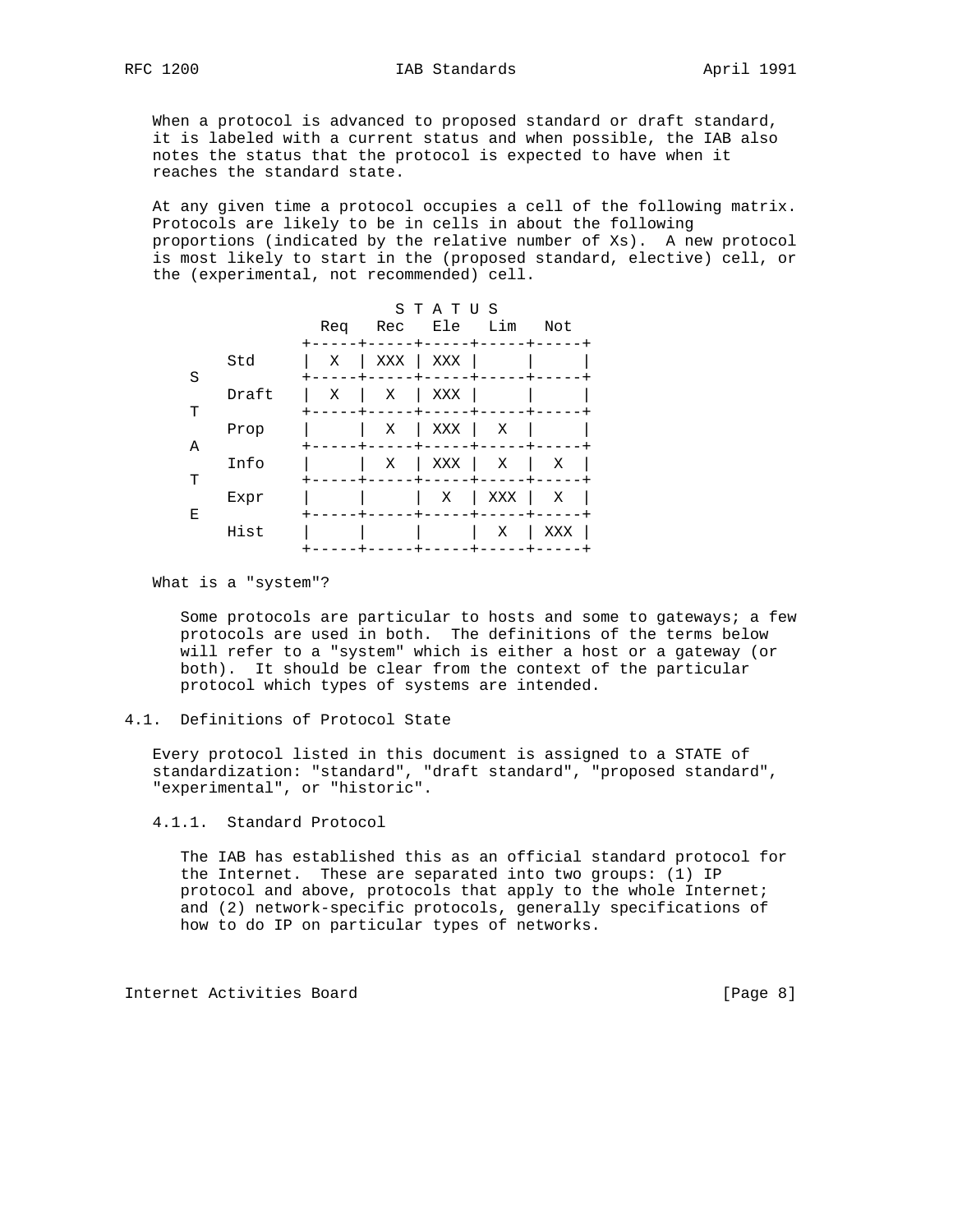When a protocol is advanced to proposed standard or draft standard, it is labeled with a current status and when possible, the IAB also notes the status that the protocol is expected to have when it reaches the standard state.

At any given time a protocol occupies a cell of the following matrix. Protocols are likely to be in cells in about the following proportions (indicated by the relative number of Xs). A new protocol is most likely to start in the (proposed standard, elective) cell, or the (experimental, not recommended) cell.

| STATE \ STATUS | Req | Rec | Ele | Lim | Not |
|---|---|---|---|---|---|
| Std | X | XXX | XXX | | |
| Draft | X | X | XXX | | |
| Prop | | X | XXX | X | |
| Info | | X | XXX | X | X |
| Expr | | | X | XXX | X |
| Hist | | | | X | XXX |

What is a "system"?

Some protocols are particular to hosts and some to gateways; a few protocols are used in both. The definitions of the terms below will refer to a "system" which is either a host or a gateway (or both). It should be clear from the context of the particular protocol which types of systems are intended.

## 4.1. Definitions of Protocol State

Every protocol listed in this document is assigned to a STATE of standardization: "standard", "draft standard", "proposed standard", "experimental", or "historic".

### 4.1.1. Standard Protocol

The IAB has established this as an official standard protocol for the Internet. These are separated into two groups: (1) IP protocol and above, protocols that apply to the whole Internet; and (2) network-specific protocols, generally specifications of how to do IP on particular types of networks.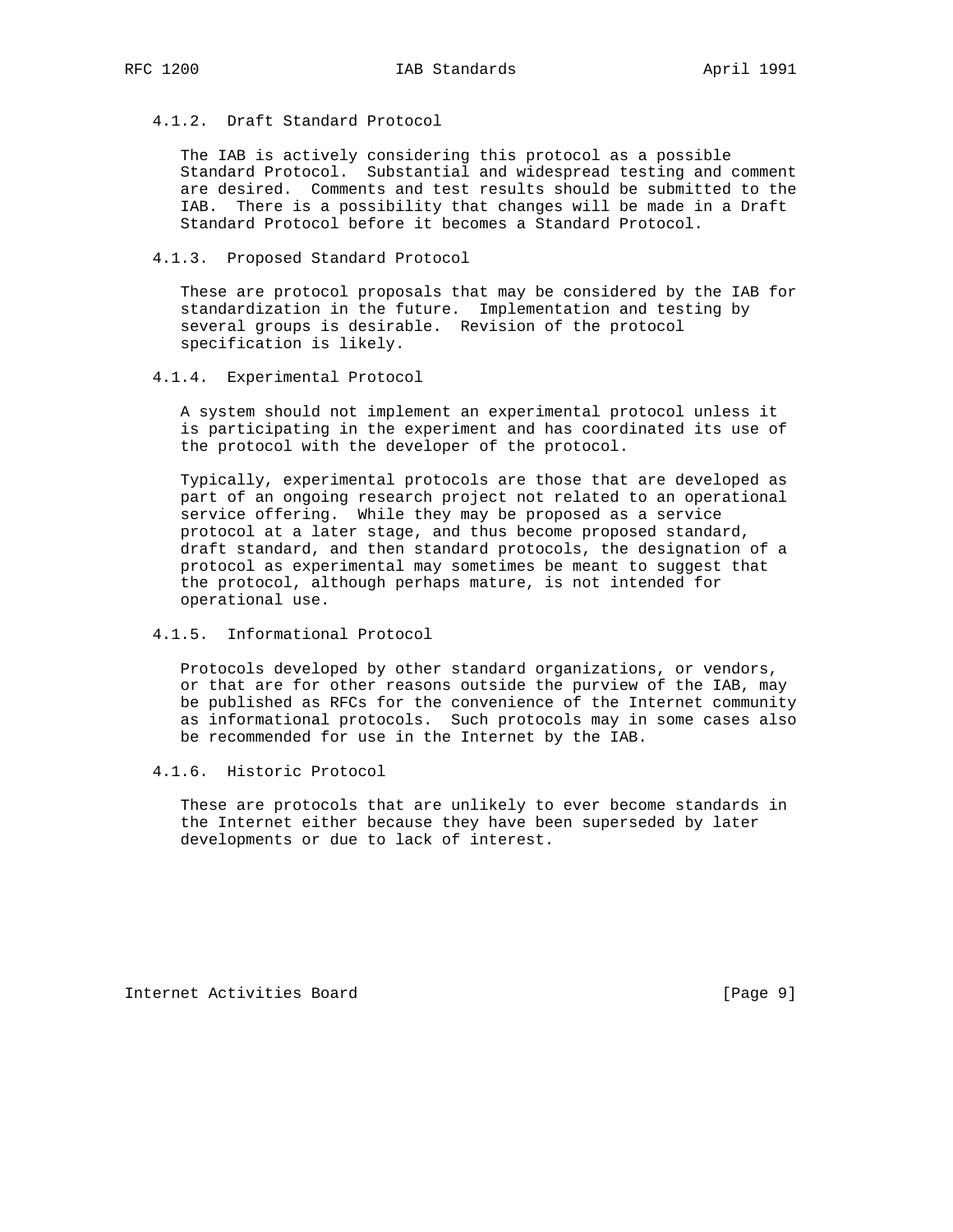#### 4.1.2. Draft Standard Protocol

The IAB is actively considering this protocol as a possible Standard Protocol. Substantial and widespread testing and comment are desired. Comments and test results should be submitted to the IAB. There is a possibility that changes will be made in a Draft Standard Protocol before it becomes a Standard Protocol.

#### 4.1.3. Proposed Standard Protocol

These are protocol proposals that may be considered by the IAB for standardization in the future. Implementation and testing by several groups is desirable. Revision of the protocol specification is likely.

#### 4.1.4. Experimental Protocol

A system should not implement an experimental protocol unless it is participating in the experiment and has coordinated its use of the protocol with the developer of the protocol.

Typically, experimental protocols are those that are developed as part of an ongoing research project not related to an operational service offering. While they may be proposed as a service protocol at a later stage, and thus become proposed standard, draft standard, and then standard protocols, the designation of a protocol as experimental may sometimes be meant to suggest that the protocol, although perhaps mature, is not intended for operational use.

#### 4.1.5. Informational Protocol

Protocols developed by other standard organizations, or vendors, or that are for other reasons outside the purview of the IAB, may be published as RFCs for the convenience of the Internet community as informational protocols. Such protocols may in some cases also be recommended for use in the Internet by the IAB.

#### 4.1.6. Historic Protocol

These are protocols that are unlikely to ever become standards in the Internet either because they have been superseded by later developments or due to lack of interest.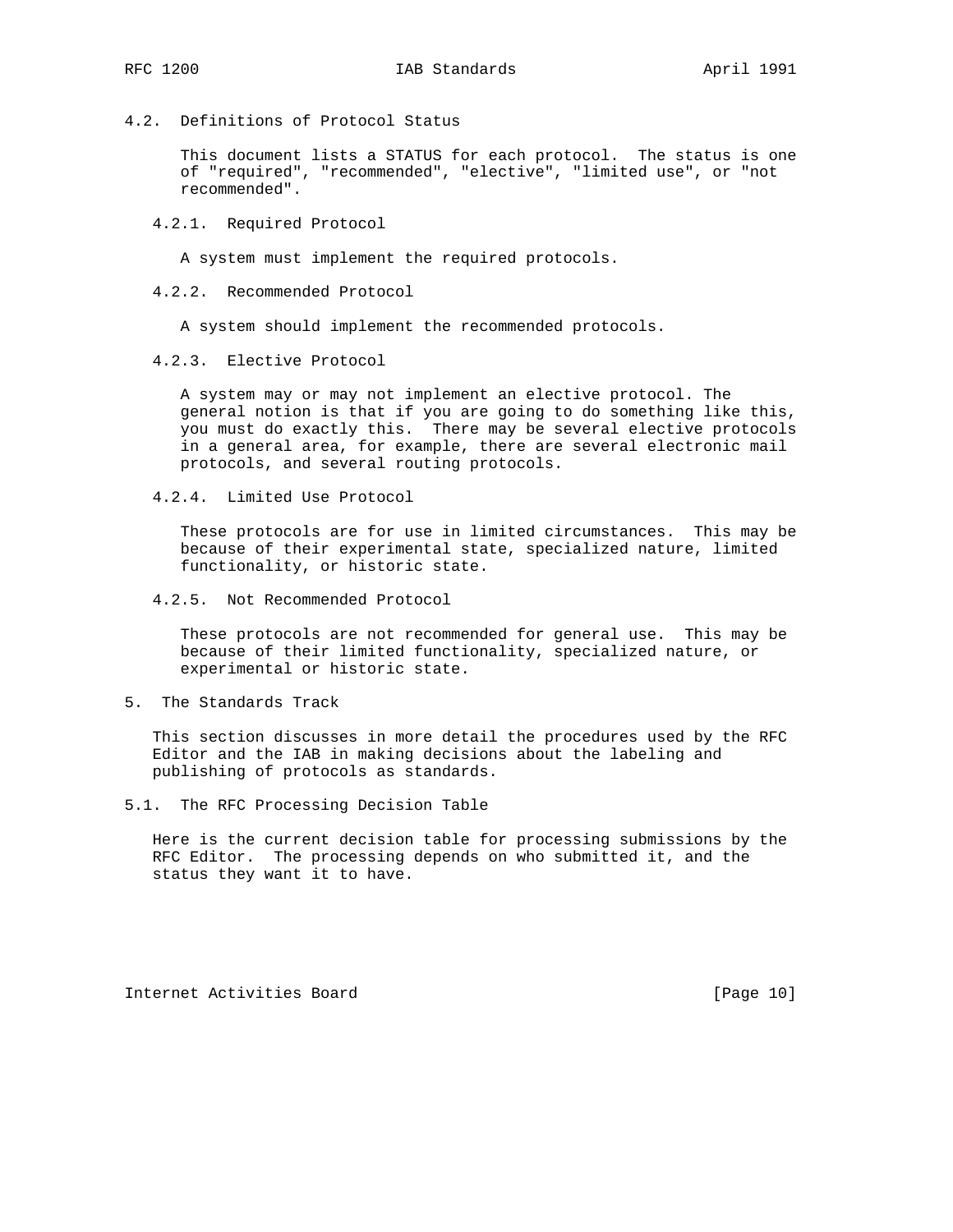## 4.2. Definitions of Protocol Status

This document lists a STATUS for each protocol. The status is one of "required", "recommended", "elective", "limited use", or "not recommended".

### 4.2.1. Required Protocol

A system must implement the required protocols.

### 4.2.2. Recommended Protocol

A system should implement the recommended protocols.

### 4.2.3. Elective Protocol

A system may or may not implement an elective protocol. The general notion is that if you are going to do something like this, you must do exactly this. There may be several elective protocols in a general area, for example, there are several electronic mail protocols, and several routing protocols.

### 4.2.4. Limited Use Protocol

These protocols are for use in limited circumstances. This may be because of their experimental state, specialized nature, limited functionality, or historic state.

### 4.2.5. Not Recommended Protocol

These protocols are not recommended for general use. This may be because of their limited functionality, specialized nature, or experimental or historic state.

# 5. The Standards Track

This section discusses in more detail the procedures used by the RFC Editor and the IAB in making decisions about the labeling and publishing of protocols as standards.

## 5.1. The RFC Processing Decision Table

Here is the current decision table for processing submissions by the RFC Editor. The processing depends on who submitted it, and the status they want it to have.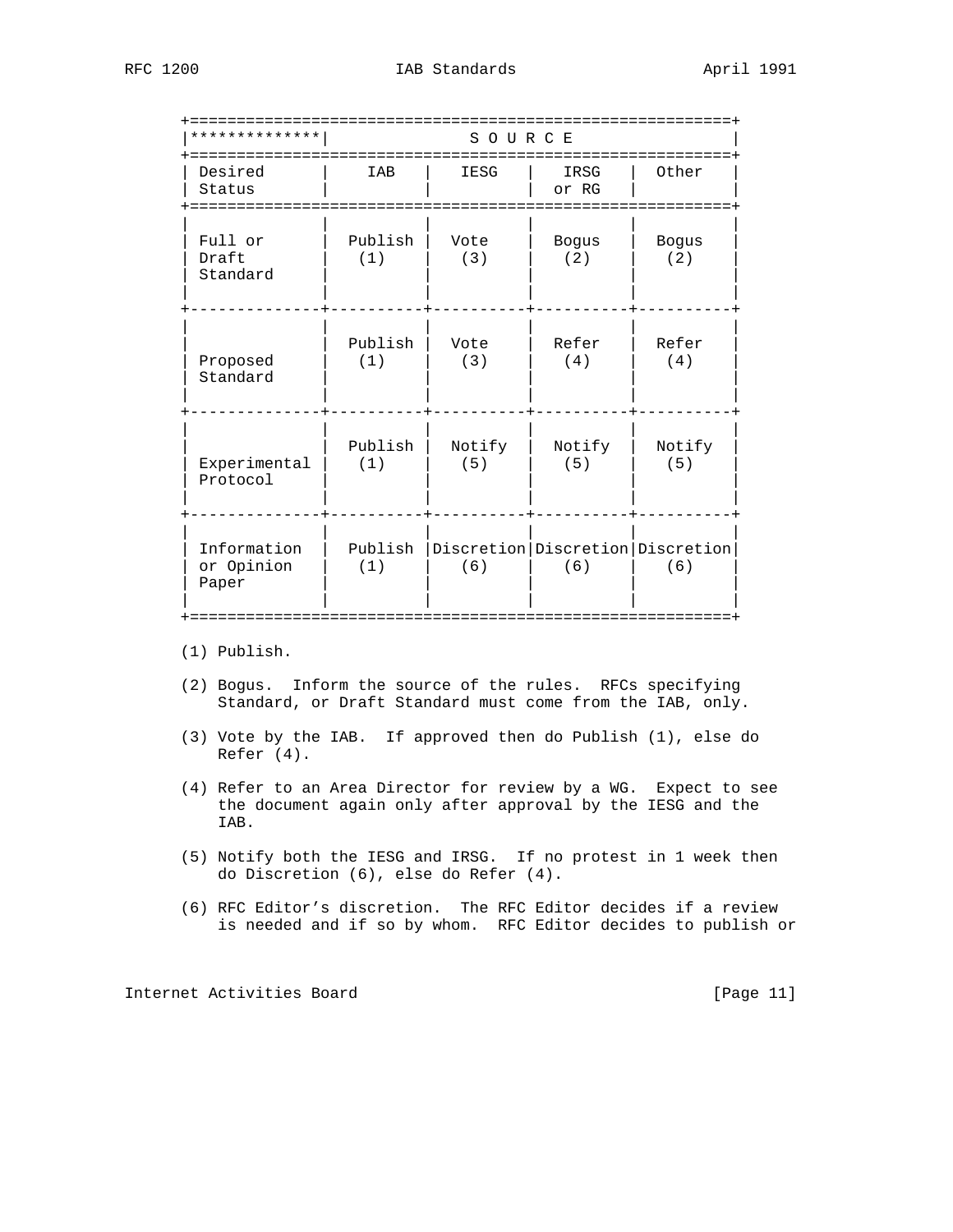| ************** | SOURCE | | | |
|---|---|---|---|---|
| Desired Status | IAB | IESG | IRSG or RG | Other |
| Full or Draft Standard | Publish (1) | Vote (3) | Bogus (2) | Bogus (2) |
| Proposed Standard | Publish (1) | Vote (3) | Refer (4) | Refer (4) |
| Experimental Protocol | Publish (1) | Notify (5) | Notify (5) | Notify (5) |
| Information or Opinion Paper | Publish (1) | Discretion (6) | Discretion (6) | Discretion (6) |

(1) Publish.

(2) Bogus. Inform the source of the rules. RFCs specifying Standard, or Draft Standard must come from the IAB, only.

(3) Vote by the IAB. If approved then do Publish (1), else do Refer (4).

(4) Refer to an Area Director for review by a WG. Expect to see the document again only after approval by the IESG and the IAB.

(5) Notify both the IESG and IRSG. If no protest in 1 week then do Discretion (6), else do Refer (4).

(6) RFC Editor's discretion. The RFC Editor decides if a review is needed and if so by whom. RFC Editor decides to publish or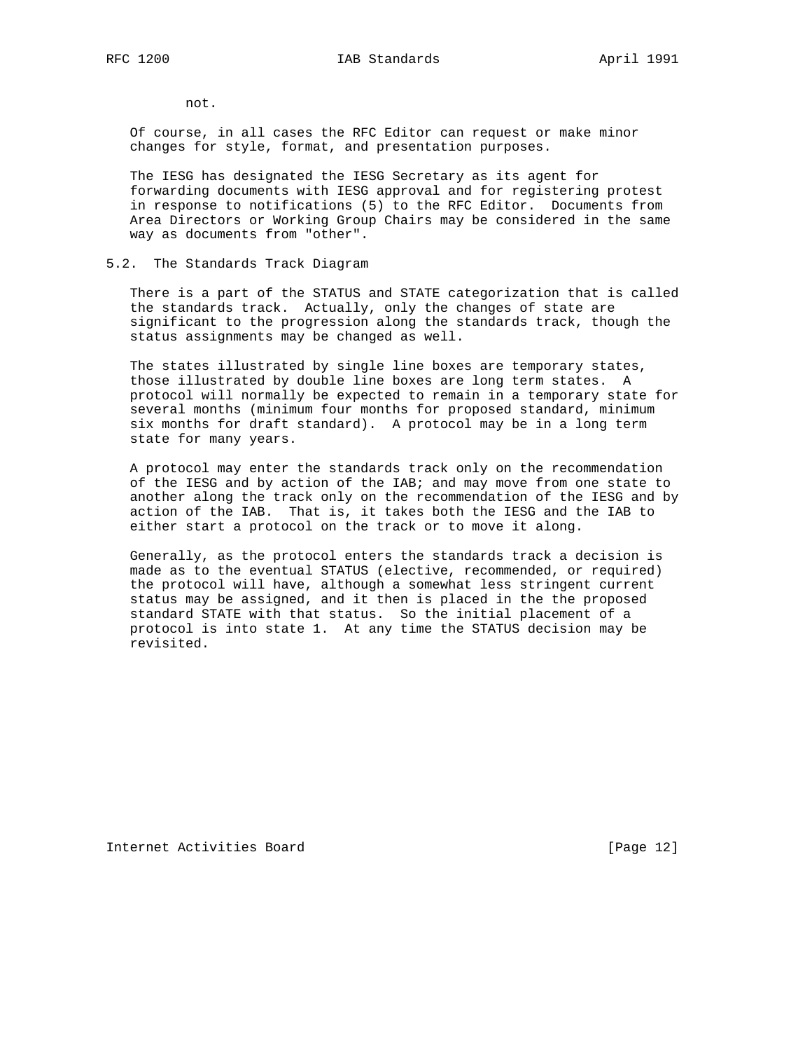not.

Of course, in all cases the RFC Editor can request or make minor changes for style, format, and presentation purposes.

The IESG has designated the IESG Secretary as its agent for forwarding documents with IESG approval and for registering protest in response to notifications (5) to the RFC Editor. Documents from Area Directors or Working Group Chairs may be considered in the same way as documents from "other".

## 5.2. The Standards Track Diagram

There is a part of the STATUS and STATE categorization that is called the standards track. Actually, only the changes of state are significant to the progression along the standards track, though the status assignments may be changed as well.

The states illustrated by single line boxes are temporary states, those illustrated by double line boxes are long term states. A protocol will normally be expected to remain in a temporary state for several months (minimum four months for proposed standard, minimum six months for draft standard). A protocol may be in a long term state for many years.

A protocol may enter the standards track only on the recommendation of the IESG and by action of the IAB; and may move from one state to another along the track only on the recommendation of the IESG and by action of the IAB. That is, it takes both the IESG and the IAB to either start a protocol on the track or to move it along.

Generally, as the protocol enters the standards track a decision is made as to the eventual STATUS (elective, recommended, or required) the protocol will have, although a somewhat less stringent current status may be assigned, and it then is placed in the the proposed standard STATE with that status. So the initial placement of a protocol is into state 1. At any time the STATUS decision may be revisited.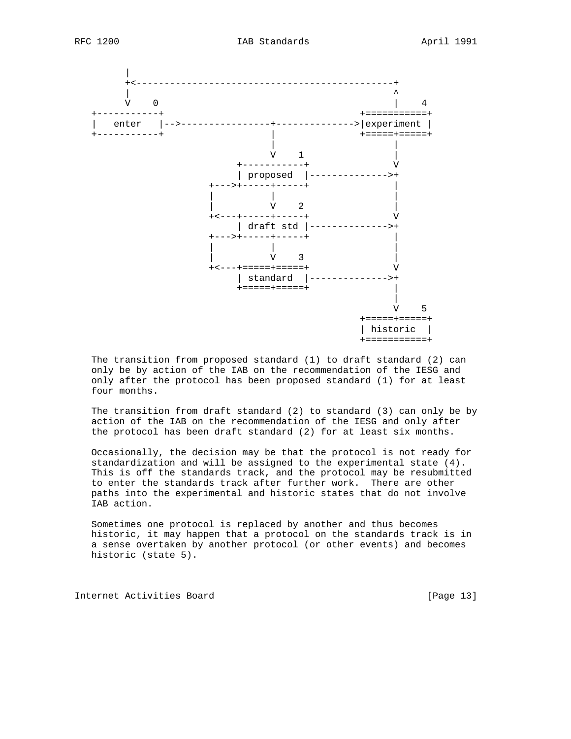```
       |
       +<----------------------------------------------+
       |                                               ^
       V    0                                          |    4
   +-----------+                               +===========+
   |   enter   |-->----------------+-------------->|experiment |
   +-----------+                   |               +=====+=====+
                                   |                     |
                                   V    1                |
                             +-----------+               V
                             | proposed  |-------------->+
                        +--->+-----+-----+               |
                        |          |                     |
                        |          V    2                |
                        +<---+-----+-----+               V
                             | draft std |-------------->+
                        +--->+-----+-----+               |
                        |          |                     |
                        |          V    3                |
                        +<---+=====+=====+               V
                             | standard  |-------------->+
                             +=====+=====+               |
                                                         |
                                                         V    5
                                                   +=====+=====+
                                                   | historic  |
                                                   +===========+
```

The transition from proposed standard (1) to draft standard (2) can only be by action of the IAB on the recommendation of the IESG and only after the protocol has been proposed standard (1) for at least four months.

The transition from draft standard (2) to standard (3) can only be by action of the IAB on the recommendation of the IESG and only after the protocol has been draft standard (2) for at least six months.

Occasionally, the decision may be that the protocol is not ready for standardization and will be assigned to the experimental state (4). This is off the standards track, and the protocol may be resubmitted to enter the standards track after further work. There are other paths into the experimental and historic states that do not involve IAB action.

Sometimes one protocol is replaced by another and thus becomes historic, it may happen that a protocol on the standards track is in a sense overtaken by another protocol (or other events) and becomes historic (state 5).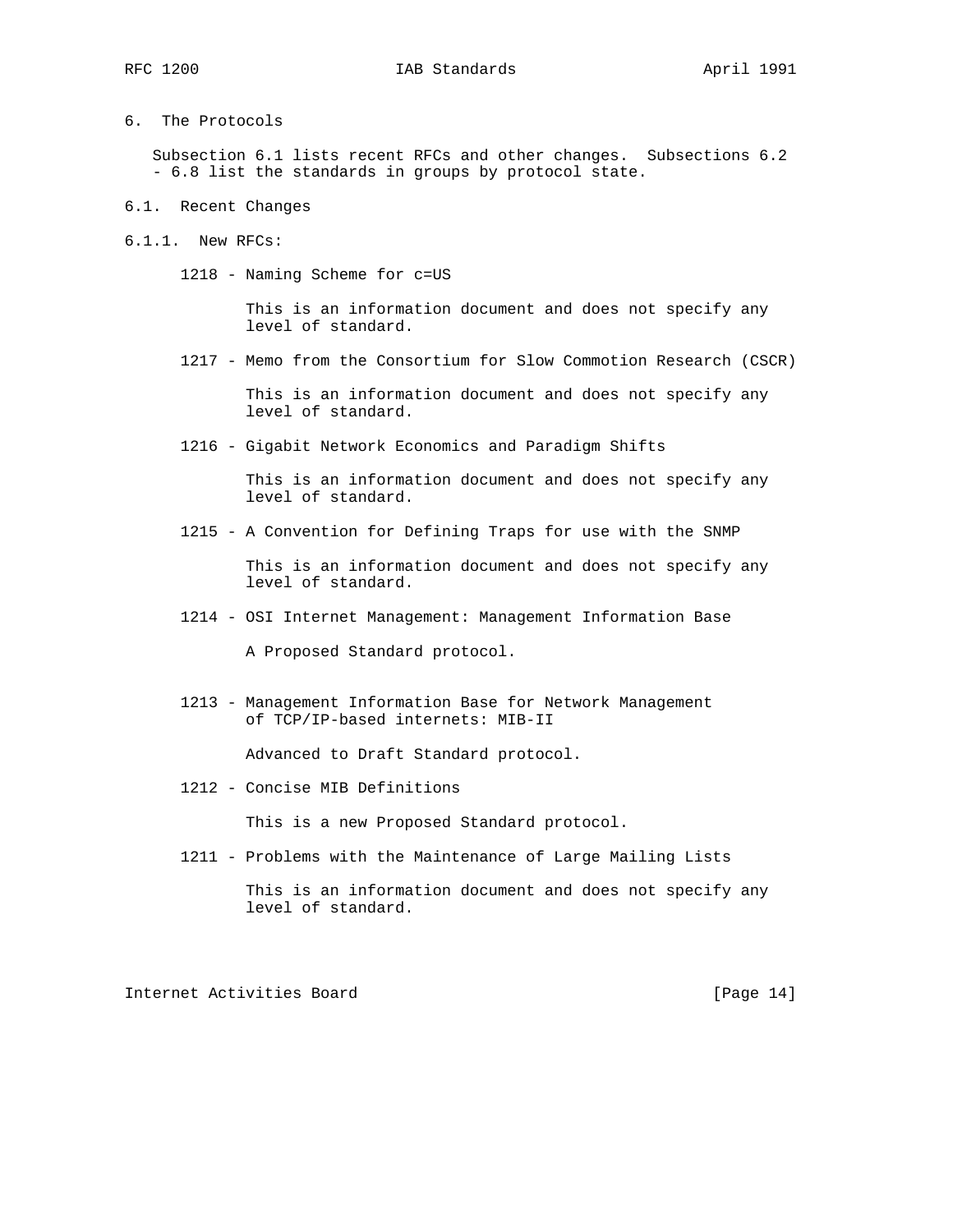## 6. The Protocols

Subsection 6.1 lists recent RFCs and other changes. Subsections 6.2 - 6.8 list the standards in groups by protocol state.

### 6.1. Recent Changes

#### 6.1.1. New RFCs:

1218 - Naming Scheme for c=US

This is an information document and does not specify any level of standard.

1217 - Memo from the Consortium for Slow Commotion Research (CSCR)

This is an information document and does not specify any level of standard.

1216 - Gigabit Network Economics and Paradigm Shifts

This is an information document and does not specify any level of standard.

1215 - A Convention for Defining Traps for use with the SNMP

This is an information document and does not specify any level of standard.

1214 - OSI Internet Management: Management Information Base

A Proposed Standard protocol.

1213 - Management Information Base for Network Management of TCP/IP-based internets: MIB-II

Advanced to Draft Standard protocol.

1212 - Concise MIB Definitions

This is a new Proposed Standard protocol.

1211 - Problems with the Maintenance of Large Mailing Lists

This is an information document and does not specify any level of standard.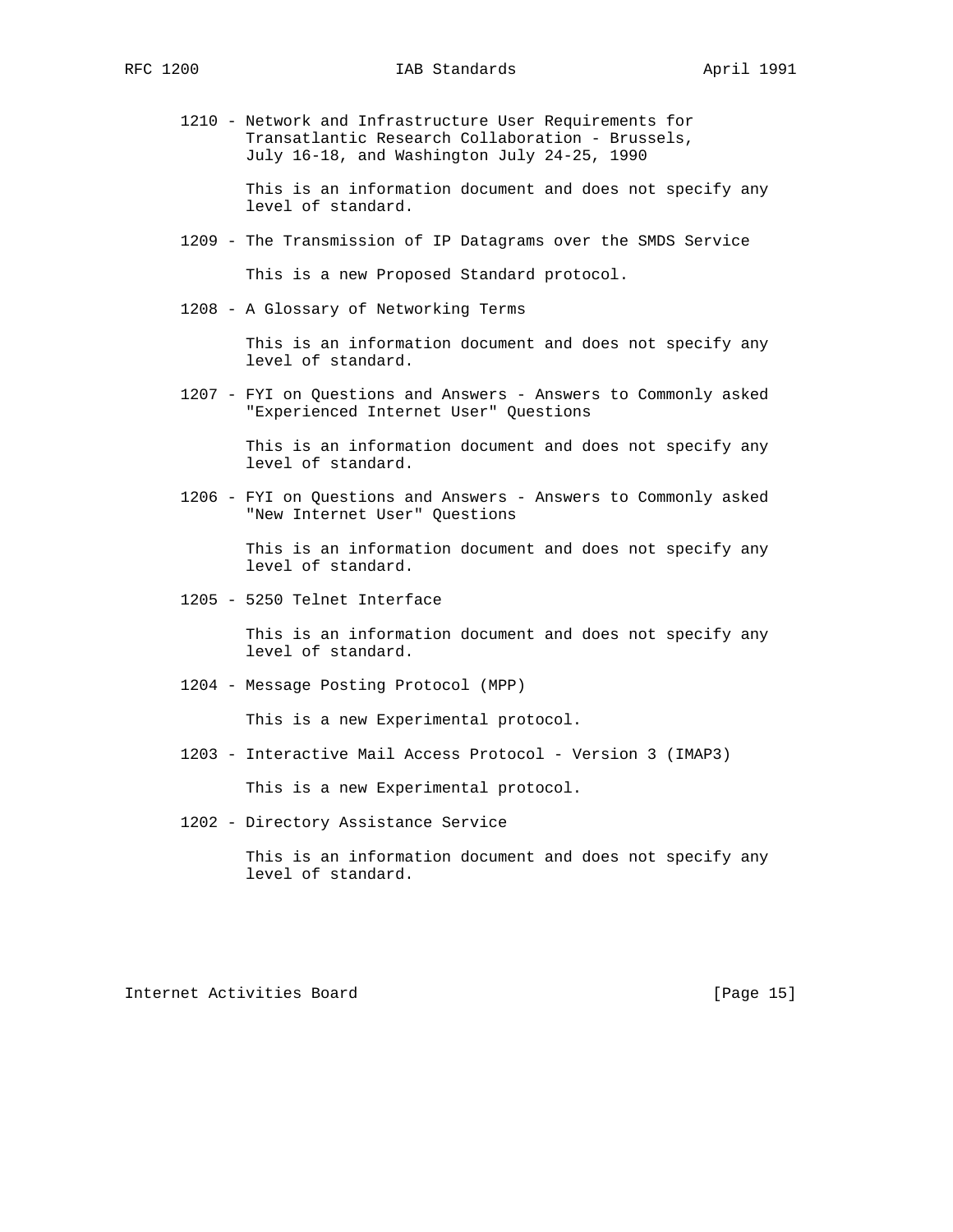1210 - Network and Infrastructure User Requirements for Transatlantic Research Collaboration - Brussels, July 16-18, and Washington July 24-25, 1990

This is an information document and does not specify any level of standard.

1209 - The Transmission of IP Datagrams over the SMDS Service

This is a new Proposed Standard protocol.

1208 - A Glossary of Networking Terms

This is an information document and does not specify any level of standard.

1207 - FYI on Questions and Answers - Answers to Commonly asked "Experienced Internet User" Questions

This is an information document and does not specify any level of standard.

1206 - FYI on Questions and Answers - Answers to Commonly asked "New Internet User" Questions

This is an information document and does not specify any level of standard.

1205 - 5250 Telnet Interface

This is an information document and does not specify any level of standard.

1204 - Message Posting Protocol (MPP)

This is a new Experimental protocol.

1203 - Interactive Mail Access Protocol - Version 3 (IMAP3)

This is a new Experimental protocol.

1202 - Directory Assistance Service

This is an information document and does not specify any level of standard.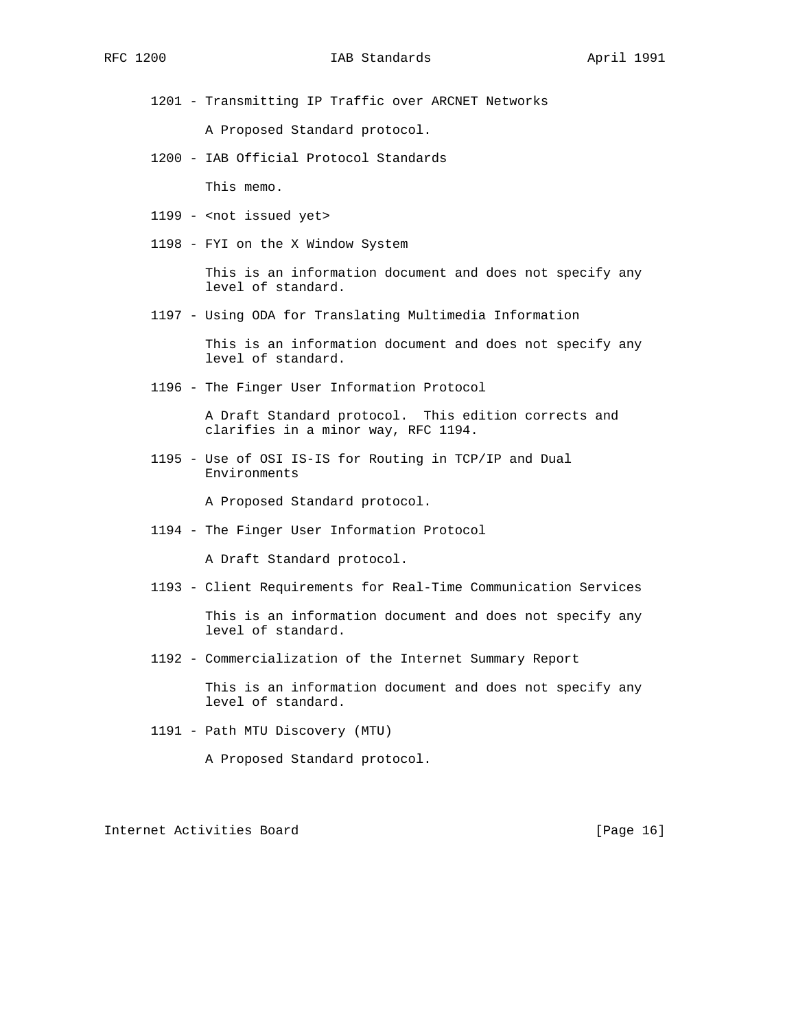1201 - Transmitting IP Traffic over ARCNET Networks

A Proposed Standard protocol.

1200 - IAB Official Protocol Standards

This memo.

1199 - <not issued yet>

1198 - FYI on the X Window System

This is an information document and does not specify any level of standard.

1197 - Using ODA for Translating Multimedia Information

This is an information document and does not specify any level of standard.

1196 - The Finger User Information Protocol

A Draft Standard protocol. This edition corrects and clarifies in a minor way, RFC 1194.

1195 - Use of OSI IS-IS for Routing in TCP/IP and Dual Environments

A Proposed Standard protocol.

1194 - The Finger User Information Protocol

A Draft Standard protocol.

1193 - Client Requirements for Real-Time Communication Services

This is an information document and does not specify any level of standard.

1192 - Commercialization of the Internet Summary Report

This is an information document and does not specify any level of standard.

1191 - Path MTU Discovery (MTU)

A Proposed Standard protocol.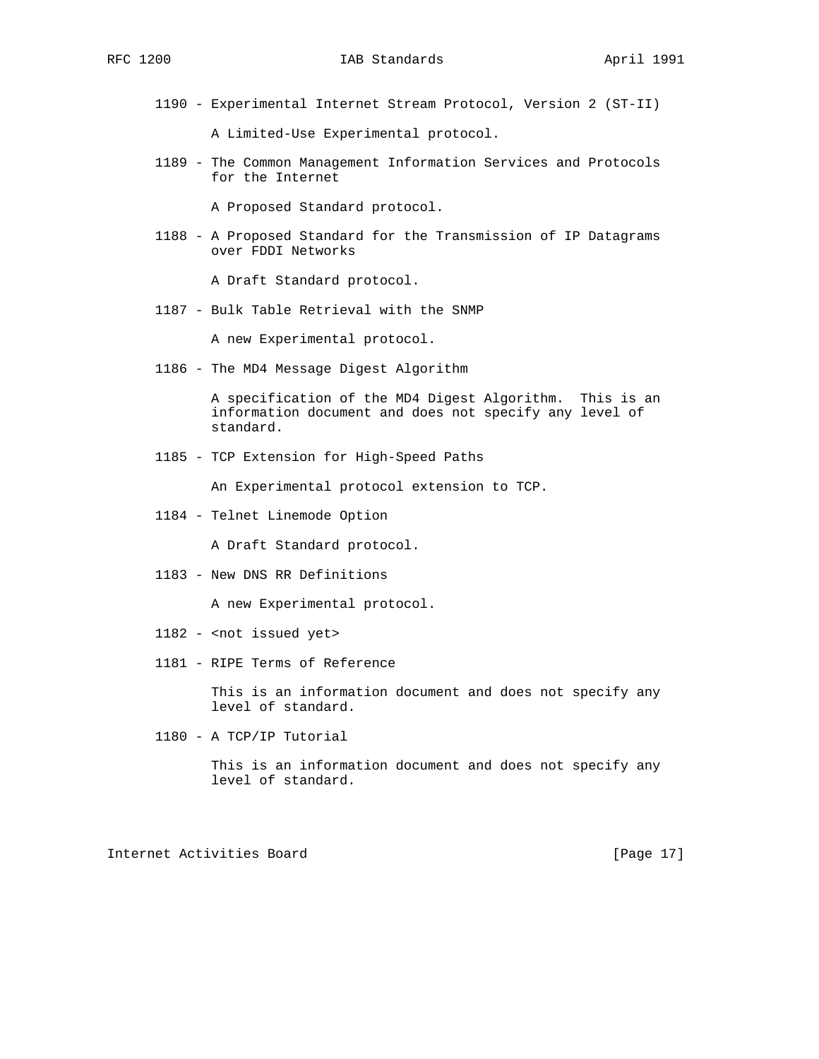1190 - Experimental Internet Stream Protocol, Version 2 (ST-II)

A Limited-Use Experimental protocol.

1189 - The Common Management Information Services and Protocols for the Internet

A Proposed Standard protocol.

1188 - A Proposed Standard for the Transmission of IP Datagrams over FDDI Networks

A Draft Standard protocol.

1187 - Bulk Table Retrieval with the SNMP

A new Experimental protocol.

1186 - The MD4 Message Digest Algorithm

A specification of the MD4 Digest Algorithm. This is an information document and does not specify any level of standard.

1185 - TCP Extension for High-Speed Paths

An Experimental protocol extension to TCP.

1184 - Telnet Linemode Option

A Draft Standard protocol.

1183 - New DNS RR Definitions

A new Experimental protocol.

1182 - <not issued yet>

1181 - RIPE Terms of Reference

This is an information document and does not specify any level of standard.

1180 - A TCP/IP Tutorial

This is an information document and does not specify any level of standard.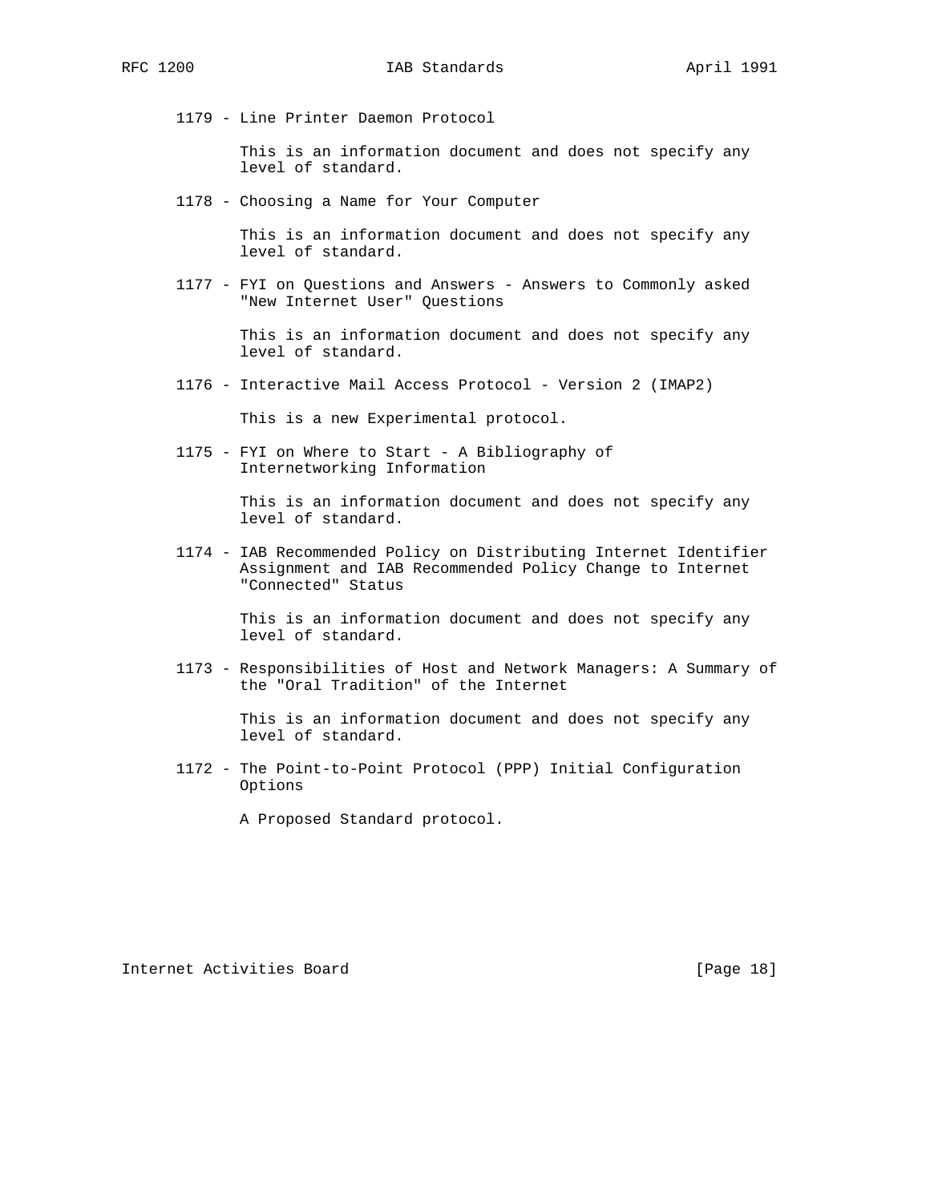1179 - Line Printer Daemon Protocol

This is an information document and does not specify any level of standard.

1178 - Choosing a Name for Your Computer

This is an information document and does not specify any level of standard.

1177 - FYI on Questions and Answers - Answers to Commonly asked "New Internet User" Questions

This is an information document and does not specify any level of standard.

1176 - Interactive Mail Access Protocol - Version 2 (IMAP2)

This is a new Experimental protocol.

1175 - FYI on Where to Start - A Bibliography of Internetworking Information

This is an information document and does not specify any level of standard.

1174 - IAB Recommended Policy on Distributing Internet Identifier Assignment and IAB Recommended Policy Change to Internet "Connected" Status

This is an information document and does not specify any level of standard.

1173 - Responsibilities of Host and Network Managers: A Summary of the "Oral Tradition" of the Internet

This is an information document and does not specify any level of standard.

1172 - The Point-to-Point Protocol (PPP) Initial Configuration Options

A Proposed Standard protocol.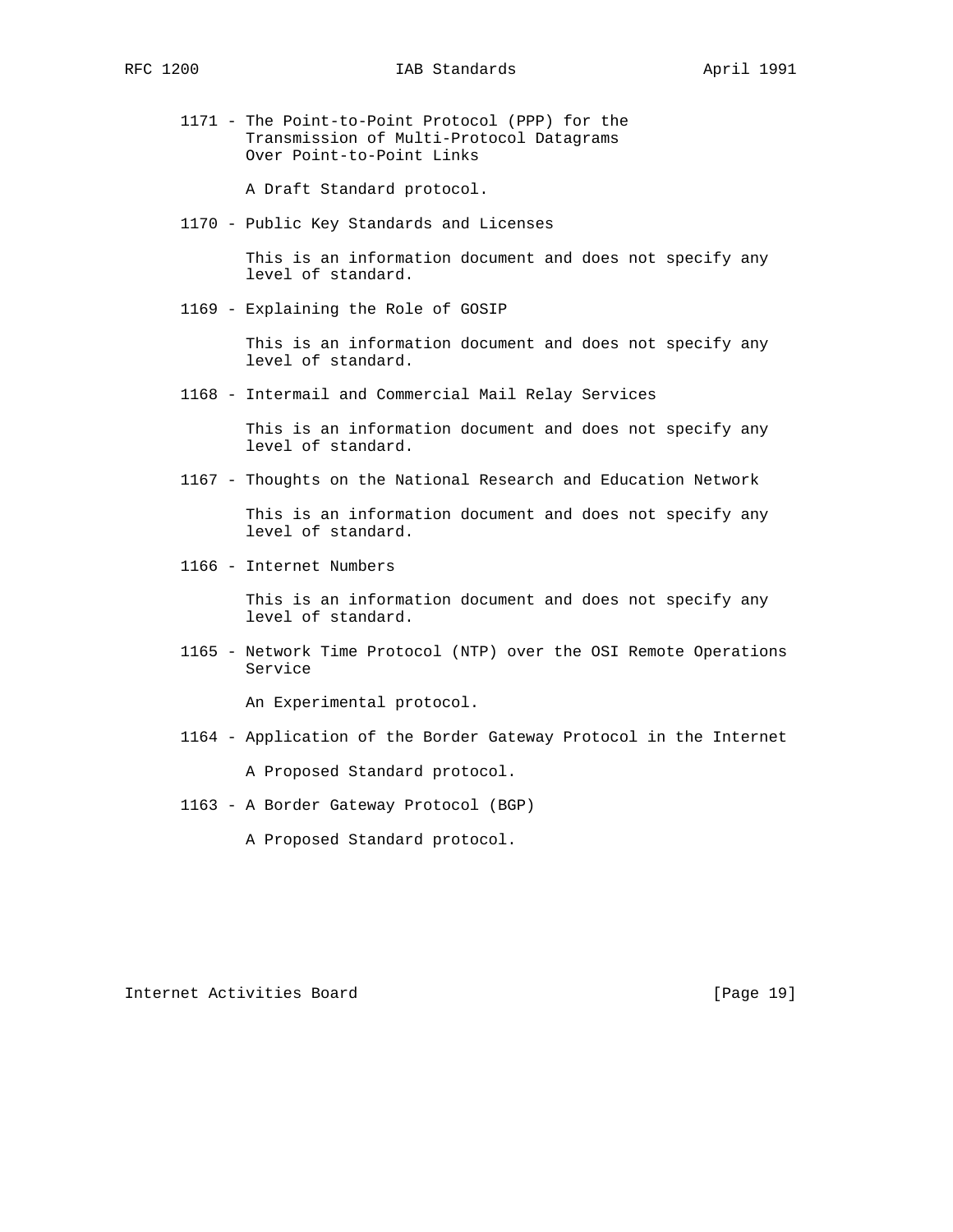1171 - The Point-to-Point Protocol (PPP) for the Transmission of Multi-Protocol Datagrams Over Point-to-Point Links

A Draft Standard protocol.

1170 - Public Key Standards and Licenses

This is an information document and does not specify any level of standard.

1169 - Explaining the Role of GOSIP

This is an information document and does not specify any level of standard.

1168 - Intermail and Commercial Mail Relay Services

This is an information document and does not specify any level of standard.

1167 - Thoughts on the National Research and Education Network

This is an information document and does not specify any level of standard.

1166 - Internet Numbers

This is an information document and does not specify any level of standard.

1165 - Network Time Protocol (NTP) over the OSI Remote Operations Service

An Experimental protocol.

1164 - Application of the Border Gateway Protocol in the Internet

A Proposed Standard protocol.

1163 - A Border Gateway Protocol (BGP)

A Proposed Standard protocol.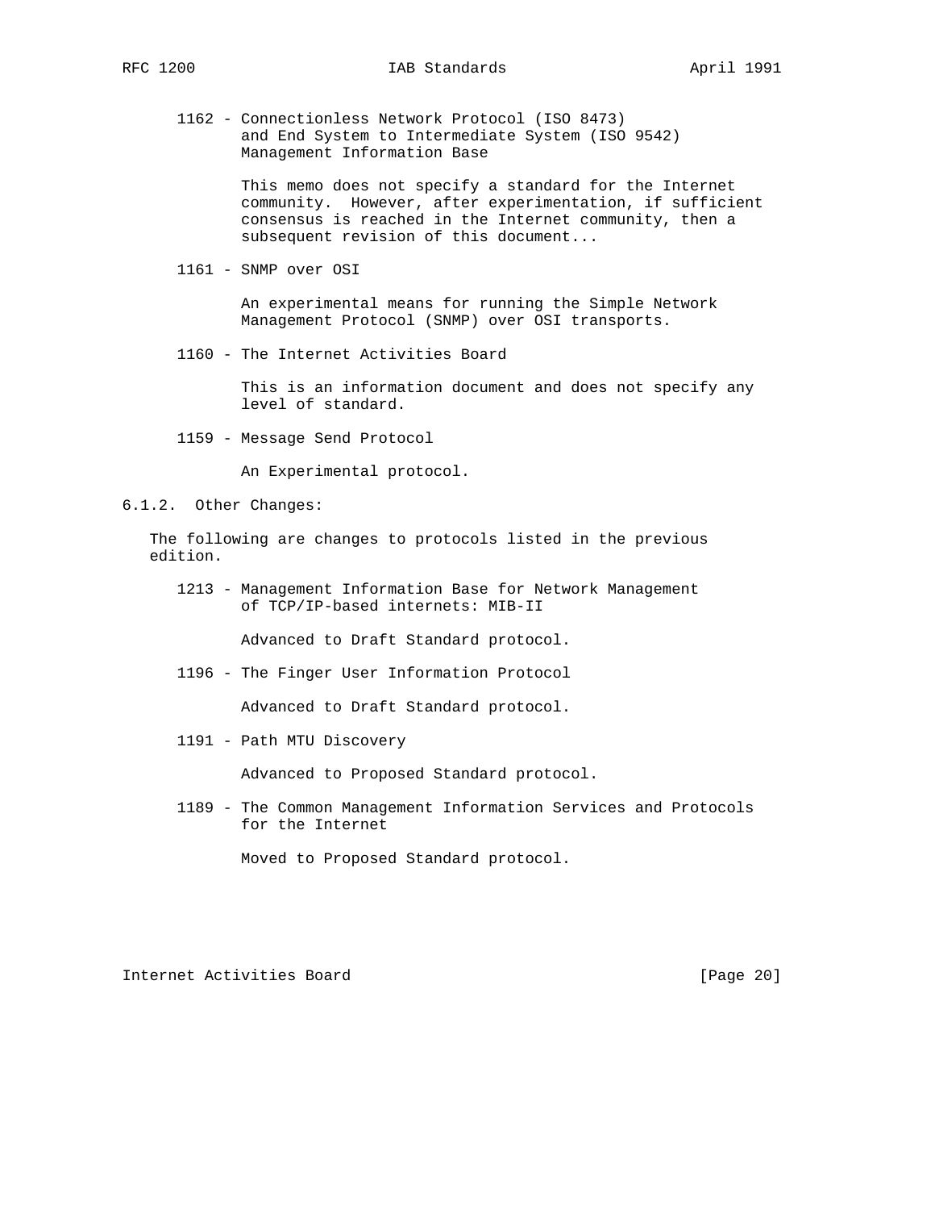1162 - Connectionless Network Protocol (ISO 8473) and End System to Intermediate System (ISO 9542) Management Information Base

This memo does not specify a standard for the Internet community. However, after experimentation, if sufficient consensus is reached in the Internet community, then a subsequent revision of this document...

1161 - SNMP over OSI

An experimental means for running the Simple Network Management Protocol (SNMP) over OSI transports.

1160 - The Internet Activities Board

This is an information document and does not specify any level of standard.

1159 - Message Send Protocol

An Experimental protocol.

### 6.1.2. Other Changes:

The following are changes to protocols listed in the previous edition.

1213 - Management Information Base for Network Management of TCP/IP-based internets: MIB-II

Advanced to Draft Standard protocol.

1196 - The Finger User Information Protocol

Advanced to Draft Standard protocol.

1191 - Path MTU Discovery

Advanced to Proposed Standard protocol.

1189 - The Common Management Information Services and Protocols for the Internet

Moved to Proposed Standard protocol.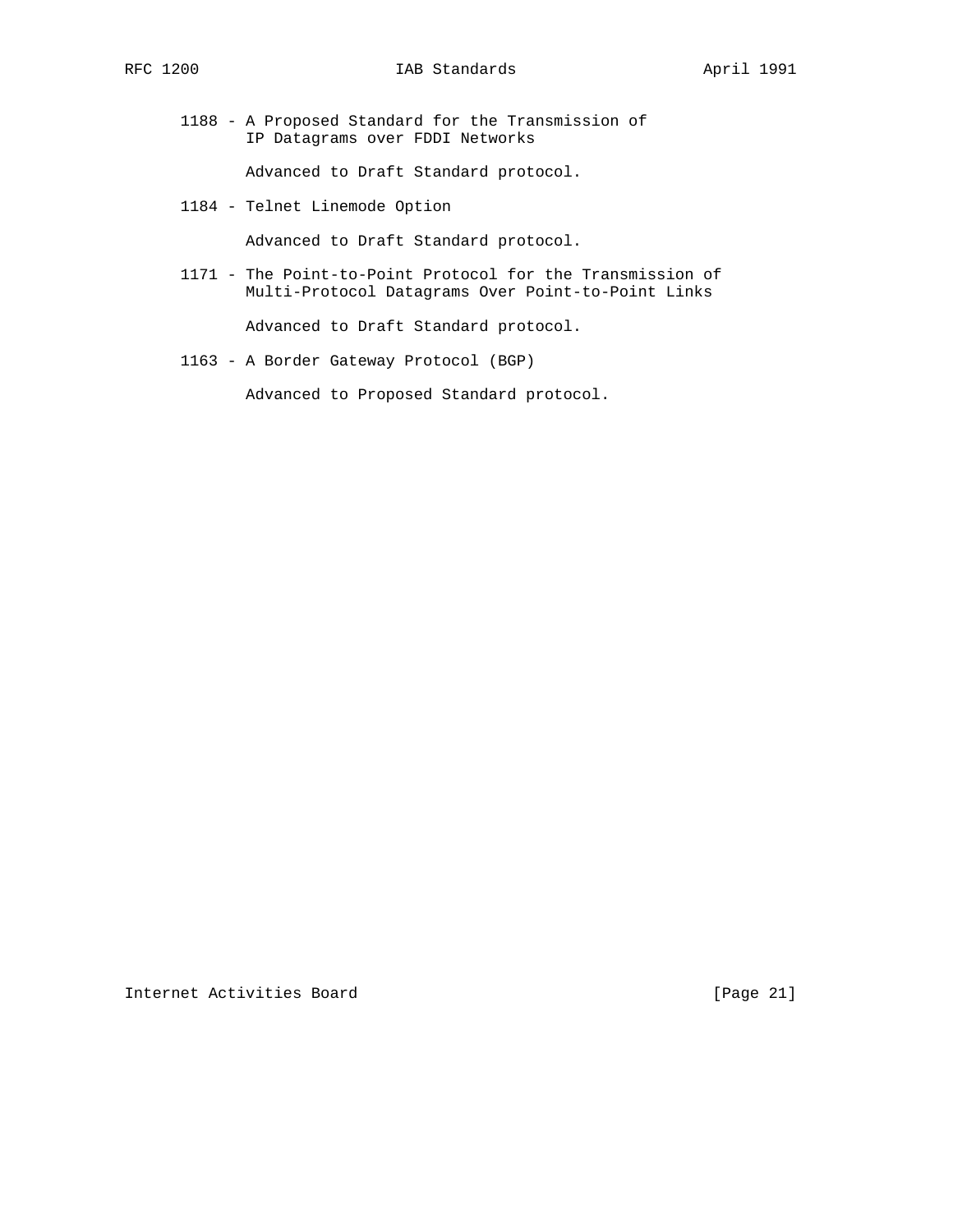1188 - A Proposed Standard for the Transmission of
IP Datagrams over FDDI Networks

Advanced to Draft Standard protocol.

1184 - Telnet Linemode Option

Advanced to Draft Standard protocol.

1171 - The Point-to-Point Protocol for the Transmission of
Multi-Protocol Datagrams Over Point-to-Point Links

Advanced to Draft Standard protocol.

1163 - A Border Gateway Protocol (BGP)

Advanced to Proposed Standard protocol.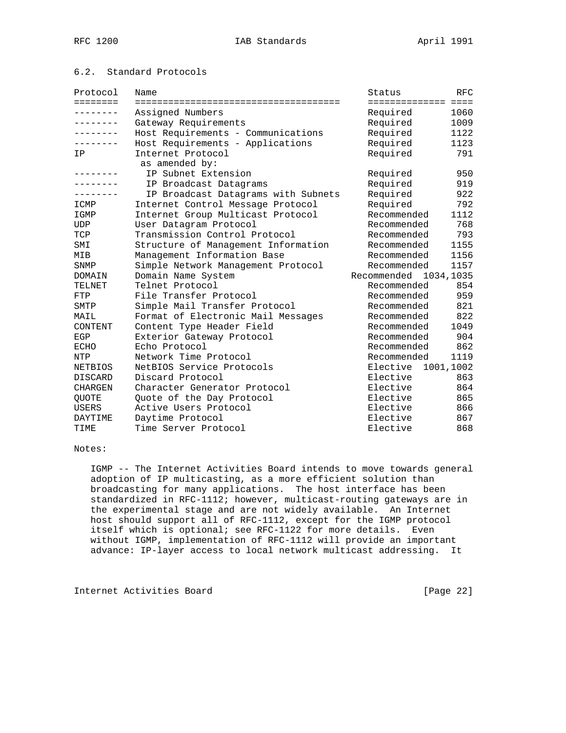## 6.2. Standard Protocols

| Protocol | Name | Status | RFC |
|---|---|---|---|
| -------- | Assigned Numbers | Required | 1060 |
| -------- | Gateway Requirements | Required | 1009 |
| -------- | Host Requirements - Communications | Required | 1122 |
| -------- | Host Requirements - Applications | Required | 1123 |
| IP | Internet Protocol | Required | 791 |
| | as amended by: | | |
| -------- | IP Subnet Extension | Required | 950 |
| -------- | IP Broadcast Datagrams | Required | 919 |
| -------- | IP Broadcast Datagrams with Subnets | Required | 922 |
| ICMP | Internet Control Message Protocol | Required | 792 |
| IGMP | Internet Group Multicast Protocol | Recommended | 1112 |
| UDP | User Datagram Protocol | Recommended | 768 |
| TCP | Transmission Control Protocol | Recommended | 793 |
| SMI | Structure of Management Information | Recommended | 1155 |
| MIB | Management Information Base | Recommended | 1156 |
| SNMP | Simple Network Management Protocol | Recommended | 1157 |
| DOMAIN | Domain Name System | Recommended | 1034,1035 |
| TELNET | Telnet Protocol | Recommended | 854 |
| FTP | File Transfer Protocol | Recommended | 959 |
| SMTP | Simple Mail Transfer Protocol | Recommended | 821 |
| MAIL | Format of Electronic Mail Messages | Recommended | 822 |
| CONTENT | Content Type Header Field | Recommended | 1049 |
| EGP | Exterior Gateway Protocol | Recommended | 904 |
| ECHO | Echo Protocol | Recommended | 862 |
| NTP | Network Time Protocol | Recommended | 1119 |
| NETBIOS | NetBIOS Service Protocols | Elective | 1001,1002 |
| DISCARD | Discard Protocol | Elective | 863 |
| CHARGEN | Character Generator Protocol | Elective | 864 |
| QUOTE | Quote of the Day Protocol | Elective | 865 |
| USERS | Active Users Protocol | Elective | 866 |
| DAYTIME | Daytime Protocol | Elective | 867 |
| TIME | Time Server Protocol | Elective | 868 |

Notes:

IGMP -- The Internet Activities Board intends to move towards general adoption of IP multicasting, as a more efficient solution than broadcasting for many applications. The host interface has been standardized in RFC-1112; however, multicast-routing gateways are in the experimental stage and are not widely available. An Internet host should support all of RFC-1112, except for the IGMP protocol itself which is optional; see RFC-1122 for more details. Even without IGMP, implementation of RFC-1112 will provide an important advance: IP-layer access to local network multicast addressing. It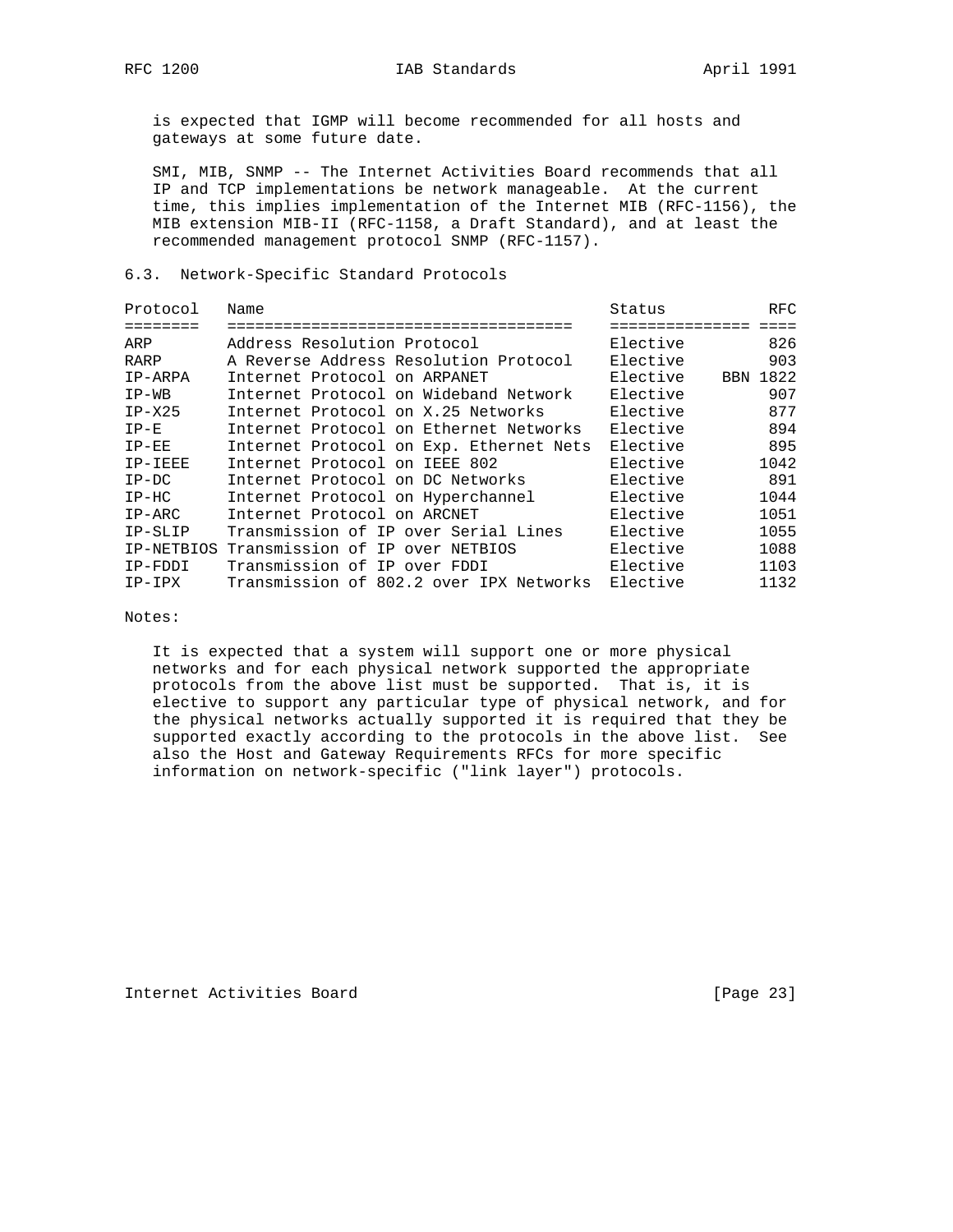is expected that IGMP will become recommended for all hosts and gateways at some future date.

SMI, MIB, SNMP -- The Internet Activities Board recommends that all IP and TCP implementations be network manageable. At the current time, this implies implementation of the Internet MIB (RFC-1156), the MIB extension MIB-II (RFC-1158, a Draft Standard), and at least the recommended management protocol SNMP (RFC-1157).

## 6.3. Network-Specific Standard Protocols

| Protocol | Name | Status | RFC |
|---|---|---|---|
| ARP | Address Resolution Protocol | Elective | 826 |
| RARP | A Reverse Address Resolution Protocol | Elective | 903 |
| IP-ARPA | Internet Protocol on ARPANET | Elective | BBN 1822 |
| IP-WB | Internet Protocol on Wideband Network | Elective | 907 |
| IP-X25 | Internet Protocol on X.25 Networks | Elective | 877 |
| IP-E | Internet Protocol on Ethernet Networks | Elective | 894 |
| IP-EE | Internet Protocol on Exp. Ethernet Nets | Elective | 895 |
| IP-IEEE | Internet Protocol on IEEE 802 | Elective | 1042 |
| IP-DC | Internet Protocol on DC Networks | Elective | 891 |
| IP-HC | Internet Protocol on Hyperchannel | Elective | 1044 |
| IP-ARC | Internet Protocol on ARCNET | Elective | 1051 |
| IP-SLIP | Transmission of IP over Serial Lines | Elective | 1055 |
| IP-NETBIOS | Transmission of IP over NETBIOS | Elective | 1088 |
| IP-FDDI | Transmission of IP over FDDI | Elective | 1103 |
| IP-IPX | Transmission of 802.2 over IPX Networks | Elective | 1132 |

Notes:

It is expected that a system will support one or more physical networks and for each physical network supported the appropriate protocols from the above list must be supported. That is, it is elective to support any particular type of physical network, and for the physical networks actually supported it is required that they be supported exactly according to the protocols in the above list. See also the Host and Gateway Requirements RFCs for more specific information on network-specific ("link layer") protocols.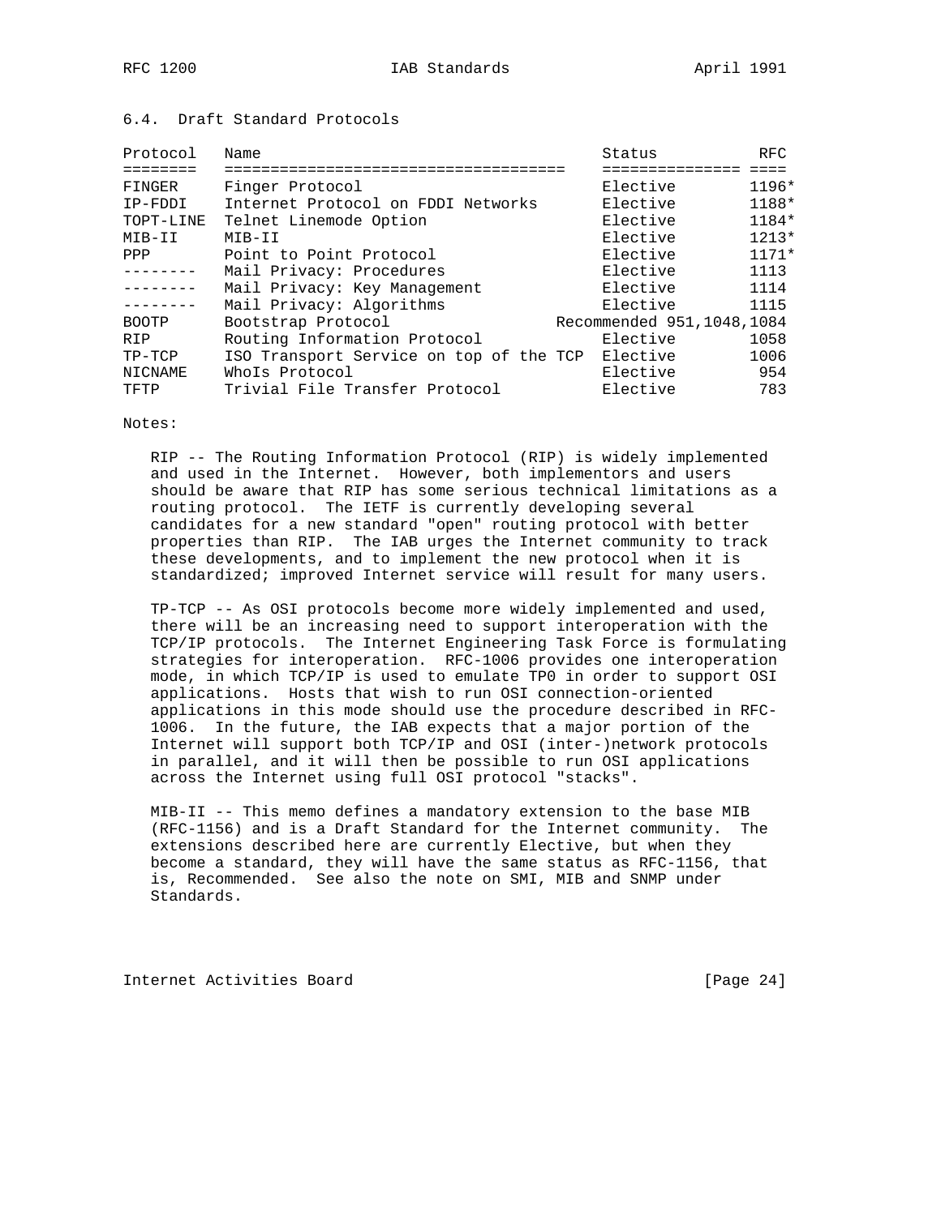## 6.4. Draft Standard Protocols

| Protocol | Name | Status | RFC |
|---|---|---|---|
| FINGER | Finger Protocol | Elective | 1196* |
| IP-FDDI | Internet Protocol on FDDI Networks | Elective | 1188* |
| TOPT-LINE | Telnet Linemode Option | Elective | 1184* |
| MIB-II | MIB-II | Elective | 1213* |
| PPP | Point to Point Protocol | Elective | 1171* |
| -------- | Mail Privacy: Procedures | Elective | 1113 |
| -------- | Mail Privacy: Key Management | Elective | 1114 |
| -------- | Mail Privacy: Algorithms | Elective | 1115 |
| BOOTP | Bootstrap Protocol | Recommended | 951,1048,1084 |
| RIP | Routing Information Protocol | Elective | 1058 |
| TP-TCP | ISO Transport Service on top of the TCP | Elective | 1006 |
| NICNAME | WhoIs Protocol | Elective | 954 |
| TFTP | Trivial File Transfer Protocol | Elective | 783 |

Notes:

RIP -- The Routing Information Protocol (RIP) is widely implemented and used in the Internet. However, both implementors and users should be aware that RIP has some serious technical limitations as a routing protocol. The IETF is currently developing several candidates for a new standard "open" routing protocol with better properties than RIP. The IAB urges the Internet community to track these developments, and to implement the new protocol when it is standardized; improved Internet service will result for many users.

TP-TCP -- As OSI protocols become more widely implemented and used, there will be an increasing need to support interoperation with the TCP/IP protocols. The Internet Engineering Task Force is formulating strategies for interoperation. RFC-1006 provides one interoperation mode, in which TCP/IP is used to emulate TP0 in order to support OSI applications. Hosts that wish to run OSI connection-oriented applications in this mode should use the procedure described in RFC-1006. In the future, the IAB expects that a major portion of the Internet will support both TCP/IP and OSI (inter-)network protocols in parallel, and it will then be possible to run OSI applications across the Internet using full OSI protocol "stacks".

MIB-II -- This memo defines a mandatory extension to the base MIB (RFC-1156) and is a Draft Standard for the Internet community. The extensions described here are currently Elective, but when they become a standard, they will have the same status as RFC-1156, that is, Recommended. See also the note on SMI, MIB and SNMP under Standards.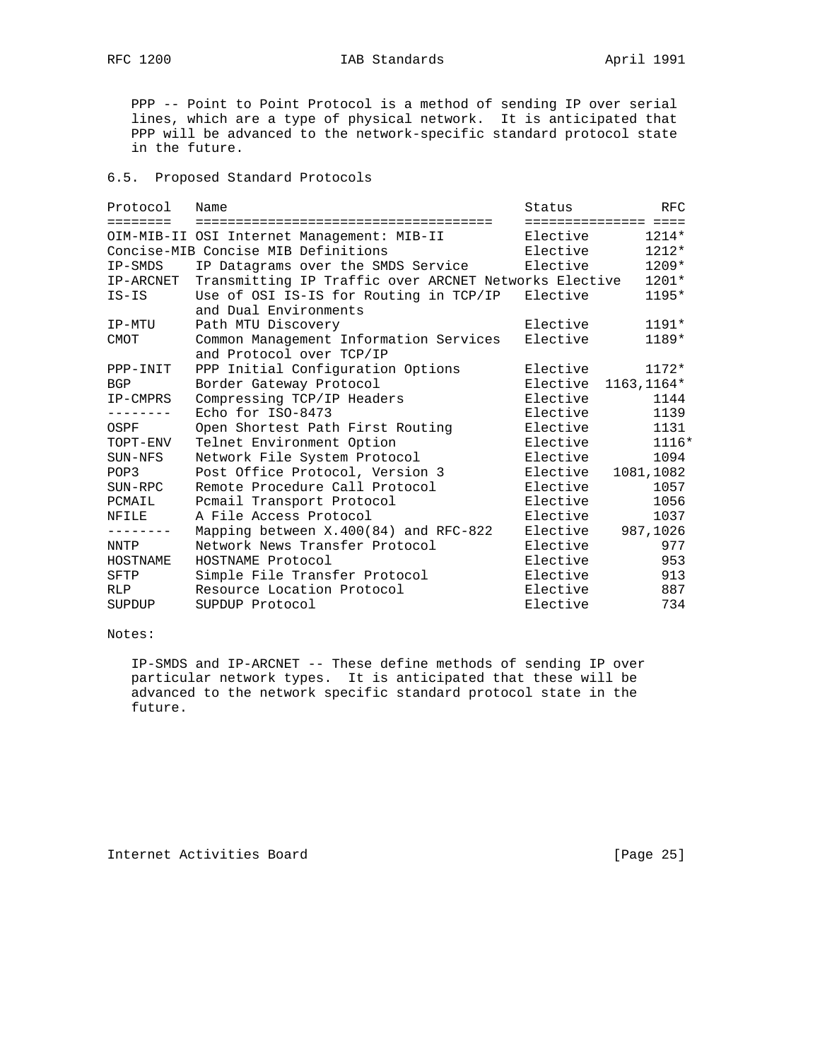PPP -- Point to Point Protocol is a method of sending IP over serial lines, which are a type of physical network. It is anticipated that PPP will be advanced to the network-specific standard protocol state in the future.

## 6.5. Proposed Standard Protocols

| Protocol | Name | Status | RFC |
|---|---|---|---|
| OIM-MIB-II | OSI Internet Management: MIB-II | Elective | 1214* |
| Concise-MIB | Concise MIB Definitions | Elective | 1212* |
| IP-SMDS | IP Datagrams over the SMDS Service | Elective | 1209* |
| IP-ARCNET | Transmitting IP Traffic over ARCNET Networks | Elective | 1201* |
| IS-IS | Use of OSI IS-IS for Routing in TCP/IP and Dual Environments | Elective | 1195* |
| IP-MTU | Path MTU Discovery | Elective | 1191* |
| CMOT | Common Management Information Services and Protocol over TCP/IP | Elective | 1189* |
| PPP-INIT | PPP Initial Configuration Options | Elective | 1172* |
| BGP | Border Gateway Protocol | Elective | 1163,1164* |
| IP-CMPRS | Compressing TCP/IP Headers | Elective | 1144 |
| -------- | Echo for ISO-8473 | Elective | 1139 |
| OSPF | Open Shortest Path First Routing | Elective | 1131 |
| TOPT-ENV | Telnet Environment Option | Elective | 1116* |
| SUN-NFS | Network File System Protocol | Elective | 1094 |
| POP3 | Post Office Protocol, Version 3 | Elective | 1081,1082 |
| SUN-RPC | Remote Procedure Call Protocol | Elective | 1057 |
| PCMAIL | Pcmail Transport Protocol | Elective | 1056 |
| NFILE | A File Access Protocol | Elective | 1037 |
| -------- | Mapping between X.400(84) and RFC-822 | Elective | 987,1026 |
| NNTP | Network News Transfer Protocol | Elective | 977 |
| HOSTNAME | HOSTNAME Protocol | Elective | 953 |
| SFTP | Simple File Transfer Protocol | Elective | 913 |
| RLP | Resource Location Protocol | Elective | 887 |
| SUPDUP | SUPDUP Protocol | Elective | 734 |

Notes:

IP-SMDS and IP-ARCNET -- These define methods of sending IP over particular network types. It is anticipated that these will be advanced to the network specific standard protocol state in the future.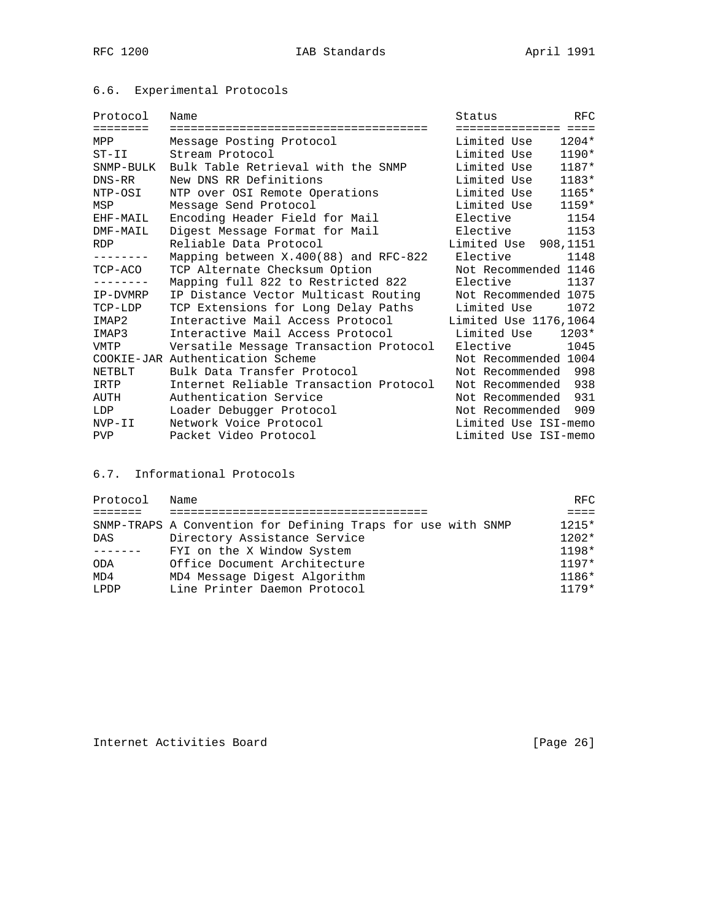## 6.6. Experimental Protocols

| Protocol | Name | Status | RFC |
| --- | --- | --- | --- |
| MPP | Message Posting Protocol | Limited Use | 1204* |
| ST-II | Stream Protocol | Limited Use | 1190* |
| SNMP-BULK | Bulk Table Retrieval with the SNMP | Limited Use | 1187* |
| DNS-RR | New DNS RR Definitions | Limited Use | 1183* |
| NTP-OSI | NTP over OSI Remote Operations | Limited Use | 1165* |
| MSP | Message Send Protocol | Limited Use | 1159* |
| EHF-MAIL | Encoding Header Field for Mail | Elective | 1154 |
| DMF-MAIL | Digest Message Format for Mail | Elective | 1153 |
| RDP | Reliable Data Protocol | Limited Use | 908,1151 |
| -------- | Mapping between X.400(88) and RFC-822 | Elective | 1148 |
| TCP-ACO | TCP Alternate Checksum Option | Not Recommended | 1146 |
| -------- | Mapping full 822 to Restricted 822 | Elective | 1137 |
| IP-DVMRP | IP Distance Vector Multicast Routing | Not Recommended | 1075 |
| TCP-LDP | TCP Extensions for Long Delay Paths | Limited Use | 1072 |
| IMAP2 | Interactive Mail Access Protocol | Limited Use | 1176,1064 |
| IMAP3 | Interactive Mail Access Protocol | Limited Use | 1203* |
| VMTP | Versatile Message Transaction Protocol | Elective | 1045 |
| COOKIE-JAR | Authentication Scheme | Not Recommended | 1004 |
| NETBLT | Bulk Data Transfer Protocol | Not Recommended | 998 |
| IRTP | Internet Reliable Transaction Protocol | Not Recommended | 938 |
| AUTH | Authentication Service | Not Recommended | 931 |
| LDP | Loader Debugger Protocol | Not Recommended | 909 |
| NVP-II | Network Voice Protocol | Limited Use | ISI-memo |
| PVP | Packet Video Protocol | Limited Use | ISI-memo |

## 6.7. Informational Protocols

| Protocol | Name | RFC |
| --- | --- | --- |
| SNMP-TRAPS | A Convention for Defining Traps for use with SNMP | 1215* |
| DAS | Directory Assistance Service | 1202* |
| ------- | FYI on the X Window System | 1198* |
| ODA | Office Document Architecture | 1197* |
| MD4 | MD4 Message Digest Algorithm | 1186* |
| LPDP | Line Printer Daemon Protocol | 1179* |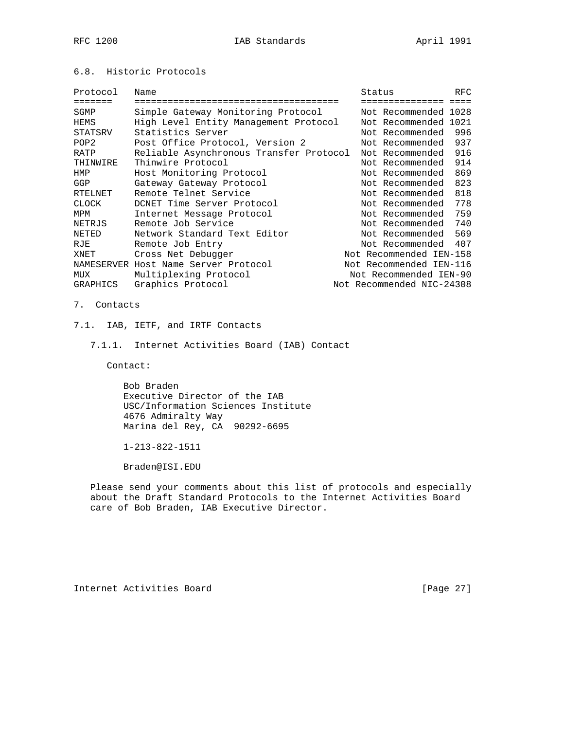### 6.8. Historic Protocols

| Protocol | Name | Status | RFC |
| --- | --- | --- | --- |
| SGMP | Simple Gateway Monitoring Protocol | Not Recommended | 1028 |
| HEMS | High Level Entity Management Protocol | Not Recommended | 1021 |
| STATSRV | Statistics Server | Not Recommended | 996 |
| POP2 | Post Office Protocol, Version 2 | Not Recommended | 937 |
| RATP | Reliable Asynchronous Transfer Protocol | Not Recommended | 916 |
| THINWIRE | Thinwire Protocol | Not Recommended | 914 |
| HMP | Host Monitoring Protocol | Not Recommended | 869 |
| GGP | Gateway Gateway Protocol | Not Recommended | 823 |
| RTELNET | Remote Telnet Service | Not Recommended | 818 |
| CLOCK | DCNET Time Server Protocol | Not Recommended | 778 |
| MPM | Internet Message Protocol | Not Recommended | 759 |
| NETRJS | Remote Job Service | Not Recommended | 740 |
| NETED | Network Standard Text Editor | Not Recommended | 569 |
| RJE | Remote Job Entry | Not Recommended | 407 |
| XNET | Cross Net Debugger | Not Recommended | IEN-158 |
| NAMESERVER | Host Name Server Protocol | Not Recommended | IEN-116 |
| MUX | Multiplexing Protocol | Not Recommended | IEN-90 |
| GRAPHICS | Graphics Protocol | Not Recommended | NIC-24308 |

## 7. Contacts

### 7.1. IAB, IETF, and IRTF Contacts

#### 7.1.1. Internet Activities Board (IAB) Contact

Contact:

Bob Braden
Executive Director of the IAB
USC/Information Sciences Institute
4676 Admiralty Way
Marina del Rey, CA 90292-6695

1-213-822-1511

Braden@ISI.EDU

Please send your comments about this list of protocols and especially about the Draft Standard Protocols to the Internet Activities Board care of Bob Braden, IAB Executive Director.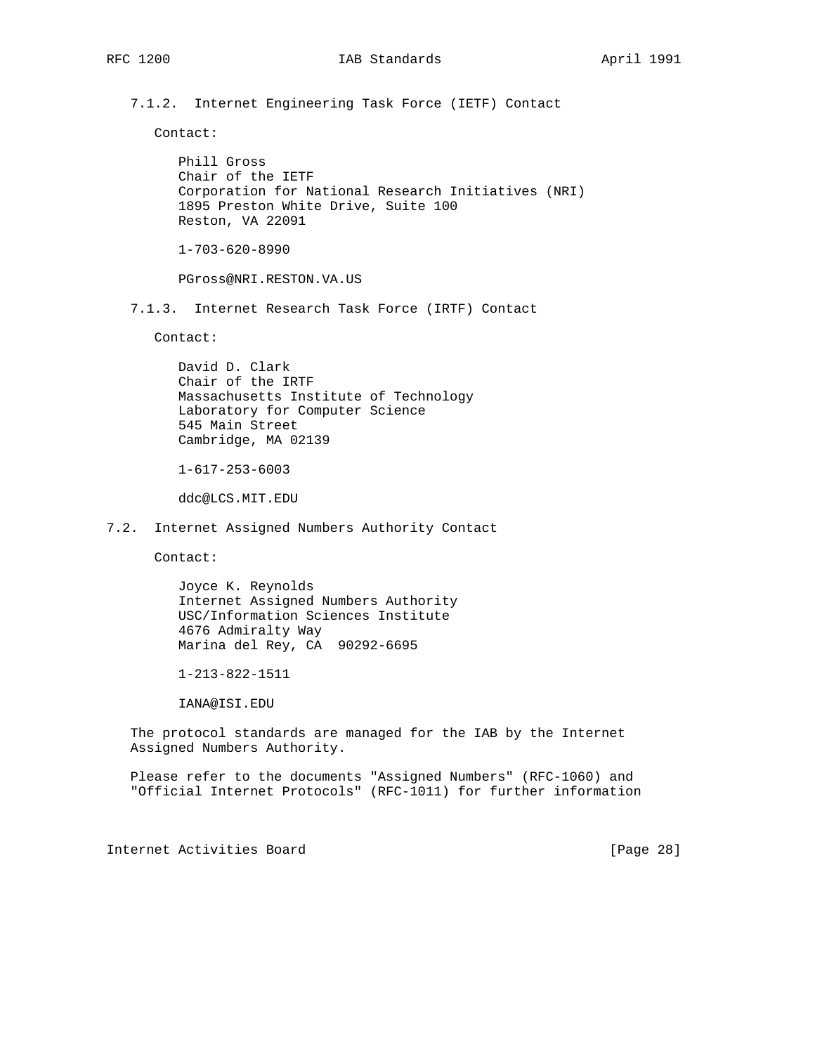### 7.1.2. Internet Engineering Task Force (IETF) Contact

Contact:

Phill Gross
Chair of the IETF
Corporation for National Research Initiatives (NRI)
1895 Preston White Drive, Suite 100
Reston, VA 22091

1-703-620-8990

PGross@NRI.RESTON.VA.US

### 7.1.3. Internet Research Task Force (IRTF) Contact

Contact:

David D. Clark
Chair of the IRTF
Massachusetts Institute of Technology
Laboratory for Computer Science
545 Main Street
Cambridge, MA 02139

1-617-253-6003

ddc@LCS.MIT.EDU

## 7.2. Internet Assigned Numbers Authority Contact

Contact:

Joyce K. Reynolds
Internet Assigned Numbers Authority
USC/Information Sciences Institute
4676 Admiralty Way
Marina del Rey, CA  90292-6695

1-213-822-1511

IANA@ISI.EDU

The protocol standards are managed for the IAB by the Internet Assigned Numbers Authority.

Please refer to the documents "Assigned Numbers" (RFC-1060) and "Official Internet Protocols" (RFC-1011) for further information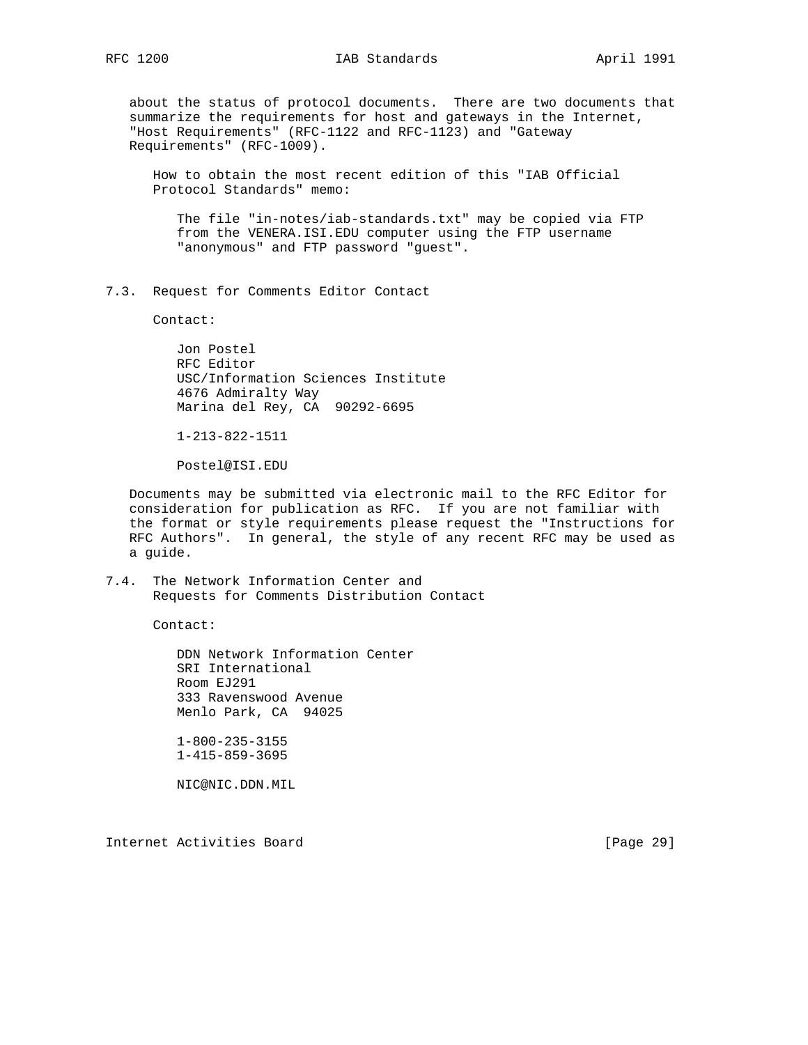about the status of protocol documents. There are two documents that summarize the requirements for host and gateways in the Internet, "Host Requirements" (RFC-1122 and RFC-1123) and "Gateway Requirements" (RFC-1009).

How to obtain the most recent edition of this "IAB Official Protocol Standards" memo:

The file "in-notes/iab-standards.txt" may be copied via FTP from the VENERA.ISI.EDU computer using the FTP username "anonymous" and FTP password "guest".

## 7.3. Request for Comments Editor Contact

Contact:

Jon Postel
RFC Editor
USC/Information Sciences Institute
4676 Admiralty Way
Marina del Rey, CA 90292-6695

1-213-822-1511

Postel@ISI.EDU

Documents may be submitted via electronic mail to the RFC Editor for consideration for publication as RFC. If you are not familiar with the format or style requirements please request the "Instructions for RFC Authors". In general, the style of any recent RFC may be used as a guide.

## 7.4. The Network Information Center and Requests for Comments Distribution Contact

Contact:

DDN Network Information Center
SRI International
Room EJ291
333 Ravenswood Avenue
Menlo Park, CA 94025

1-800-235-3155
1-415-859-3695

NIC@NIC.DDN.MIL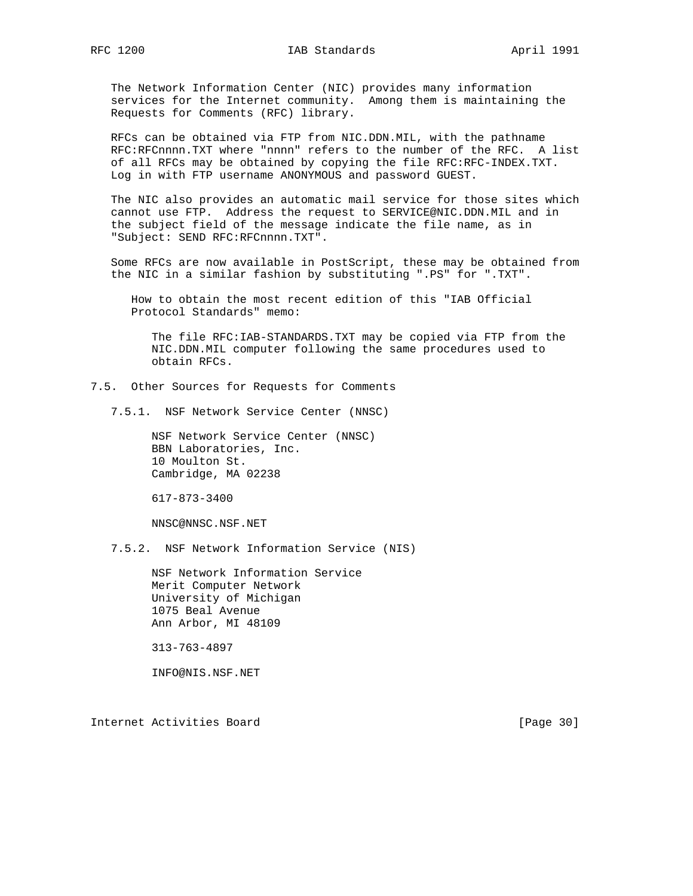The Network Information Center (NIC) provides many information services for the Internet community. Among them is maintaining the Requests for Comments (RFC) library.

RFCs can be obtained via FTP from NIC.DDN.MIL, with the pathname RFC:RFCnnnn.TXT where "nnnn" refers to the number of the RFC. A list of all RFCs may be obtained by copying the file RFC:RFC-INDEX.TXT. Log in with FTP username ANONYMOUS and password GUEST.

The NIC also provides an automatic mail service for those sites which cannot use FTP. Address the request to SERVICE@NIC.DDN.MIL and in the subject field of the message indicate the file name, as in "Subject: SEND RFC:RFCnnnn.TXT".

Some RFCs are now available in PostScript, these may be obtained from the NIC in a similar fashion by substituting ".PS" for ".TXT".

How to obtain the most recent edition of this "IAB Official Protocol Standards" memo:

The file RFC:IAB-STANDARDS.TXT may be copied via FTP from the NIC.DDN.MIL computer following the same procedures used to obtain RFCs.

## 7.5. Other Sources for Requests for Comments

### 7.5.1. NSF Network Service Center (NNSC)

NSF Network Service Center (NNSC)
BBN Laboratories, Inc.
10 Moulton St.
Cambridge, MA 02238

617-873-3400

NNSC@NNSC.NSF.NET

### 7.5.2. NSF Network Information Service (NIS)

NSF Network Information Service
Merit Computer Network
University of Michigan
1075 Beal Avenue
Ann Arbor, MI 48109

313-763-4897

INFO@NIS.NSF.NET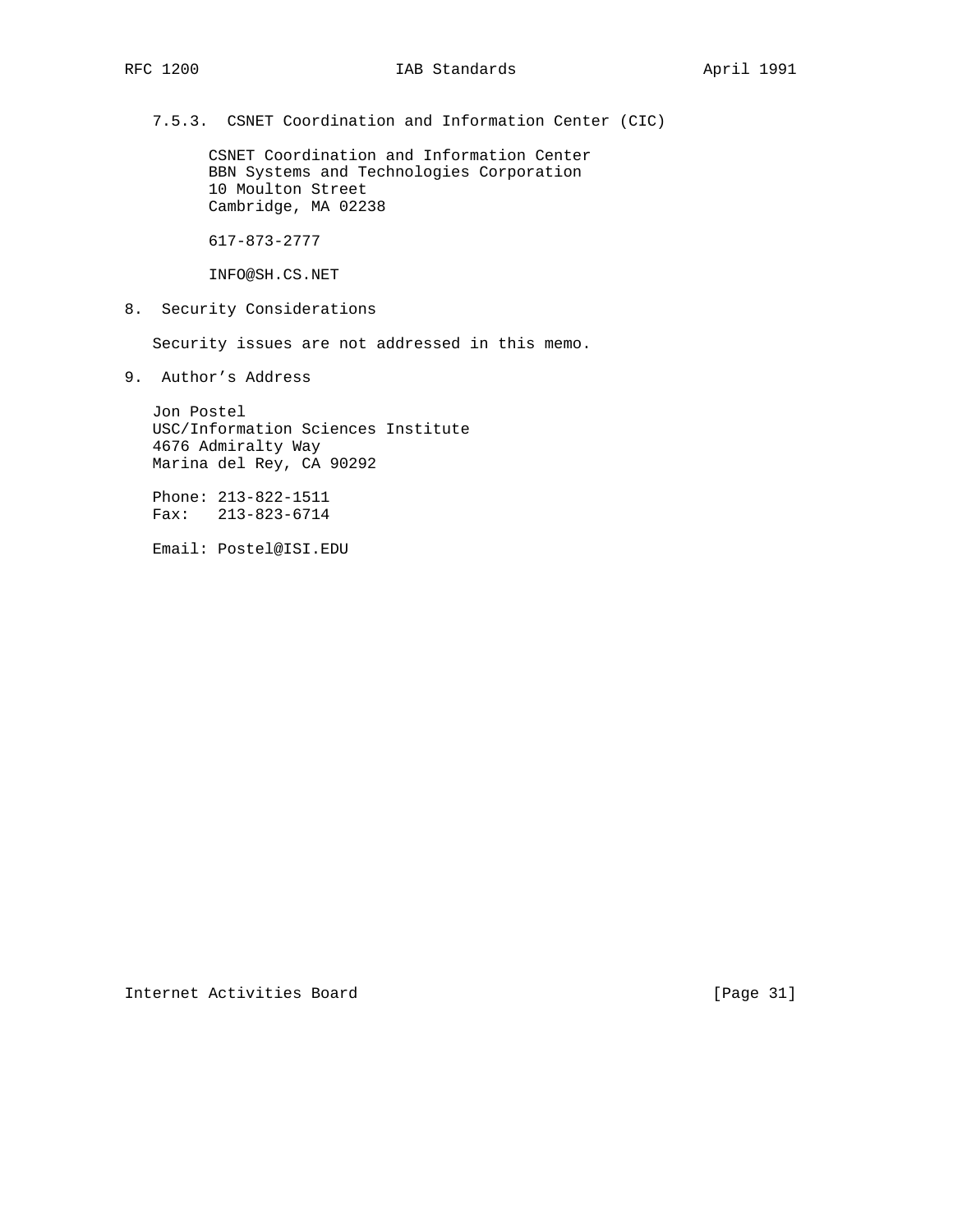### 7.5.3. CSNET Coordination and Information Center (CIC)

CSNET Coordination and Information Center
BBN Systems and Technologies Corporation
10 Moulton Street
Cambridge, MA 02238

617-873-2777

INFO@SH.CS.NET

## 8. Security Considerations

Security issues are not addressed in this memo.

## 9. Author's Address

Jon Postel
USC/Information Sciences Institute
4676 Admiralty Way
Marina del Rey, CA 90292

Phone: 213-822-1511
Fax: 213-823-6714

Email: Postel@ISI.EDU